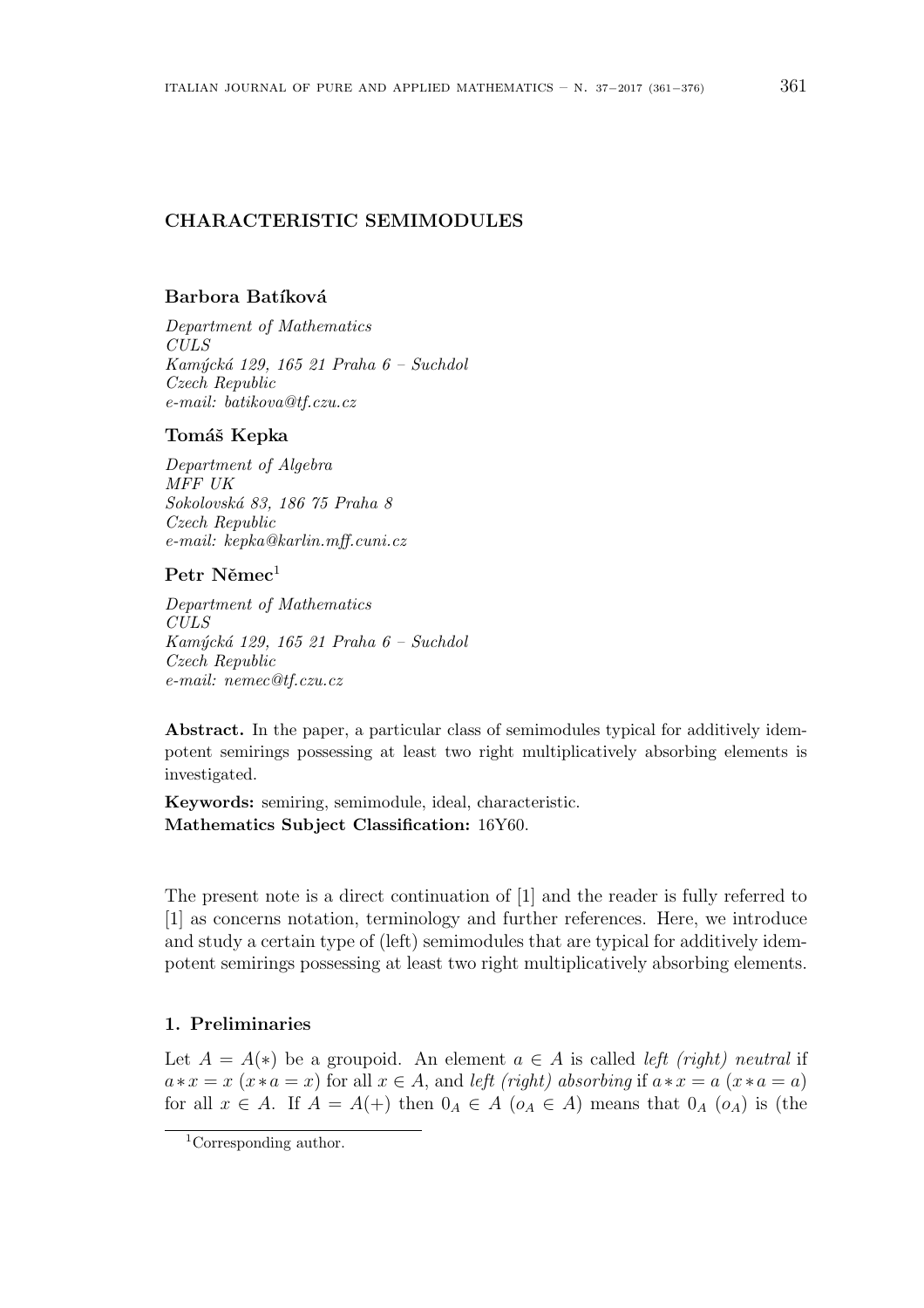# CHARACTERISTIC SEMIMODULES

**Barbora Batíková**

*Department of Mathematics*
*CULS*
*Kamýcká 129, 165 21 Praha 6 – Suchdol*
*Czech Republic*
*e-mail: batikova@tf.czu.cz*

**Tomáš Kepka**

*Department of Algebra*
*MFF UK*
*Sokolovská 83, 186 75 Praha 8*
*Czech Republic*
*e-mail: kepka@karlin.mff.cuni.cz*

**Petr Němec**[1]

*Department of Mathematics*
*CULS*
*Kamýcká 129, 165 21 Praha 6 – Suchdol*
*Czech Republic*
*e-mail: nemec@tf.czu.cz*

**Abstract.** In the paper, a particular class of semimodules typical for additively idempotent semirings possessing at least two right multiplicatively absorbing elements is investigated.

**Keywords:** semiring, semimodule, ideal, characteristic.
**Mathematics Subject Classification:** 16Y60.

The present note is a direct continuation of [1] and the reader is fully referred to [1] as concerns notation, terminology and further references. Here, we introduce and study a certain type of (left) semimodules that are typical for additively idempotent semirings possessing at least two right multiplicatively absorbing elements.

## 1. Preliminaries

Let $A = A(*)$ be a groupoid. An element $a \in A$ is called *left (right) neutral* if $a * x = x$ ($x * a = x$) for all $x \in A$, and *left (right) absorbing* if $a * x = a$ ($x * a = a$) for all $x \in A$. If $A = A(+)$ then $0_A \in A$ ($o_A \in A$) means that $0_A$ ($o_A$) is (the

[1] Corresponding author.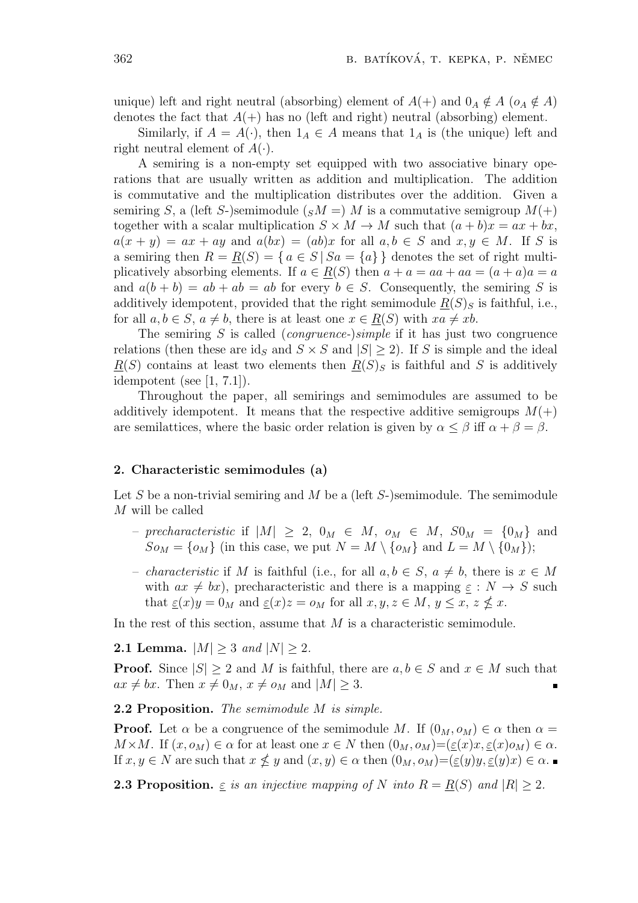unique) left and right neutral (absorbing) element of $A(+)$ and $0_A \notin A$ ($o_A \notin A$) denotes the fact that $A(+)$ has no (left and right) neutral (absorbing) element.

Similarly, if $A = A(\cdot)$, then $1_A \in A$ means that $1_A$ is (the unique) left and right neutral element of $A(\cdot)$.

A semiring is a non-empty set equipped with two associative binary operations that are usually written as addition and multiplication. The addition is commutative and the multiplication distributes over the addition. Given a semiring $S$, a (left $S$-)semimodule (${}_SM =$) $M$ is a commutative semigroup $M(+)$ together with a scalar multiplication $S \times M \to M$ such that $(a+b)x = ax + bx$, $a(x+y) = ax + ay$ and $a(bx) = (ab)x$ for all $a, b \in S$ and $x, y \in M$. If $S$ is a semiring then $R = \underline{R}(S) = \{\, a \in S \mid Sa = \{a\}\,\}$ denotes the set of right multiplicatively absorbing elements. If $a \in \underline{R}(S)$ then $a + a = aa + aa = (a+a)a = a$ and $a(b+b) = ab + ab = ab$ for every $b \in S$. Consequently, the semiring $S$ is additively idempotent, provided that the right semimodule $\underline{R}(S)_S$ is faithful, i.e., for all $a, b \in S$, $a \neq b$, there is at least one $x \in \underline{R}(S)$ with $xa \neq xb$.

The semiring $S$ is called (*congruence-*)*simple* if it has just two congruence relations (then these are $\mathrm{id}_S$ and $S \times S$ and $|S| \geq 2$). If $S$ is simple and the ideal $\underline{R}(S)$ contains at least two elements then $\underline{R}(S)_S$ is faithful and $S$ is additively idempotent (see [1, 7.1]).

Throughout the paper, all semirings and semimodules are assumed to be additively idempotent. It means that the respective additive semigroups $M(+)$ are semilattices, where the basic order relation is given by $\alpha \leq \beta$ iff $\alpha + \beta = \beta$.

## 2. Characteristic semimodules (a)

Let $S$ be a non-trivial semiring and $M$ be a (left $S$-)semimodule. The semimodule $M$ will be called

- *precharacteristic* if $|M| \geq 2$, $0_M \in M$, $o_M \in M$, $S0_M = \{0_M\}$ and $So_M = \{o_M\}$ (in this case, we put $N = M \setminus \{o_M\}$ and $L = M \setminus \{0_M\}$);
- *characteristic* if $M$ is faithful (i.e., for all $a, b \in S$, $a \neq b$, there is $x \in M$ with $ax \neq bx$), precharacteristic and there is a mapping $\underline{\varepsilon} : N \to S$ such that $\underline{\varepsilon}(x)y = 0_M$ and $\underline{\varepsilon}(x)z = o_M$ for all $x, y, z \in M$, $y \leq x$, $z \not\leq x$.

In the rest of this section, assume that $M$ is a characteristic semimodule.

**2.1 Lemma.** *$|M| \geq 3$ and $|N| \geq 2$.*

**Proof.** Since $|S| \geq 2$ and $M$ is faithful, there are $a, b \in S$ and $x \in M$ such that $ax \neq bx$. Then $x \neq 0_M$, $x \neq o_M$ and $|M| \geq 3$. ∎

**2.2 Proposition.** *The semimodule $M$ is simple.*

**Proof.** Let $\alpha$ be a congruence of the semimodule $M$. If $(0_M, o_M) \in \alpha$ then $\alpha = M \times M$. If $(x, o_M) \in \alpha$ for at least one $x \in N$ then $(0_M, o_M) = (\underline{\varepsilon}(x)x, \underline{\varepsilon}(x)o_M) \in \alpha$. If $x, y \in N$ are such that $x \not\leq y$ and $(x, y) \in \alpha$ then $(0_M, o_M) = (\underline{\varepsilon}(y)y, \underline{\varepsilon}(y)x) \in \alpha$. ∎

**2.3 Proposition.** *$\underline{\varepsilon}$ is an injective mapping of $N$ into $R = \underline{R}(S)$ and $|R| \geq 2$.*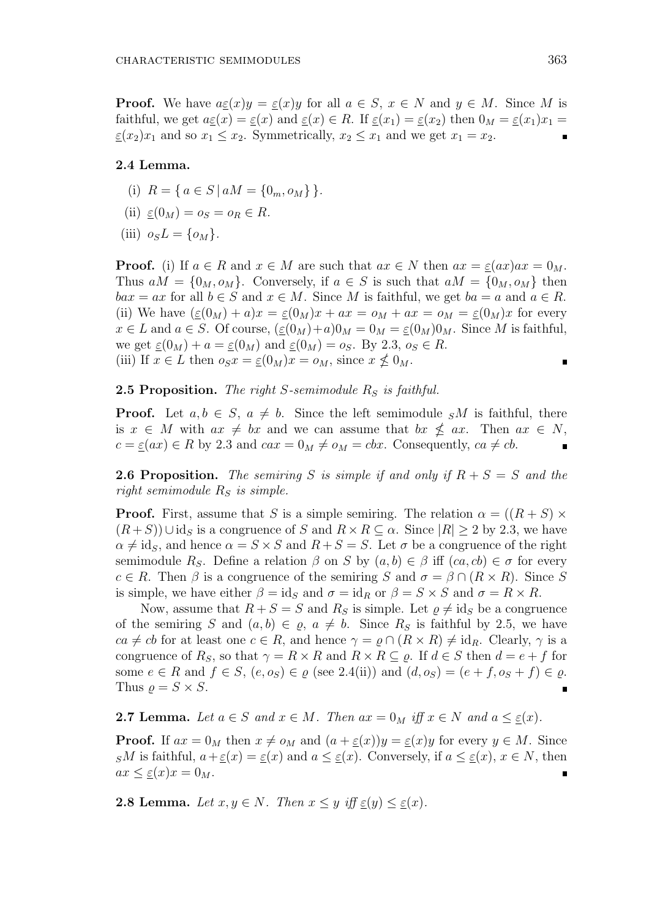**Proof.** We have $a\underline{\varepsilon}(x)y = \underline{\varepsilon}(x)y$ for all $a \in S$, $x \in N$ and $y \in M$. Since $M$ is faithful, we get $a\underline{\varepsilon}(x) = \underline{\varepsilon}(x)$ and $\underline{\varepsilon}(x) \in R$. If $\underline{\varepsilon}(x_1) = \underline{\varepsilon}(x_2)$ then $0_M = \underline{\varepsilon}(x_1)x_1 = \underline{\varepsilon}(x_2)x_1$ and so $x_1 \leq x_2$. Symmetrically, $x_2 \leq x_1$ and we get $x_1 = x_2$. ∎

**2.4 Lemma.**

(i) $R = \{\, a \in S \mid aM = \{0_m, o_M\}\,\}$.

(ii) $\underline{\varepsilon}(0_M) = o_S = o_R \in R$.

(iii) $o_S L = \{o_M\}$.

**Proof.** (i) If $a \in R$ and $x \in M$ are such that $ax \in N$ then $ax = \underline{\varepsilon}(ax)ax = 0_M$. Thus $aM = \{0_M, o_M\}$. Conversely, if $a \in S$ is such that $aM = \{0_M, o_M\}$ then $bax = ax$ for all $b \in S$ and $x \in M$. Since $M$ is faithful, we get $ba = a$ and $a \in R$.
(ii) We have $(\underline{\varepsilon}(0_M) + a)x = \underline{\varepsilon}(0_M)x + ax = o_M + ax = o_M = \underline{\varepsilon}(0_M)x$ for every $x \in L$ and $a \in S$. Of course, $(\underline{\varepsilon}(0_M)+a)0_M = 0_M = \underline{\varepsilon}(0_M)0_M$. Since $M$ is faithful, we get $\underline{\varepsilon}(0_M) + a = \underline{\varepsilon}(0_M)$ and $\underline{\varepsilon}(0_M) = o_S$. By 2.3, $o_S \in R$.
(iii) If $x \in L$ then $o_S x = \underline{\varepsilon}(0_M)x = o_M$, since $x \not\leq 0_M$. ∎

**2.5 Proposition.** *The right $S$-semimodule $R_S$ is faithful.*

**Proof.** Let $a, b \in S$, $a \neq b$. Since the left semimodule ${}_SM$ is faithful, there is $x \in M$ with $ax \neq bx$ and we can assume that $bx \not\leq ax$. Then $ax \in N$, $c = \underline{\varepsilon}(ax) \in R$ by 2.3 and $cax = 0_M \neq o_M = cbx$. Consequently, $ca \neq cb$. ∎

**2.6 Proposition.** *The semiring $S$ is simple if and only if $R + S = S$ and the right semimodule $R_S$ is simple.*

**Proof.** First, assume that $S$ is a simple semiring. The relation $\alpha = ((R+S) \times (R+S)) \cup \mathrm{id}_S$ is a congruence of $S$ and $R \times R \subseteq \alpha$. Since $|R| \geq 2$ by 2.3, we have $\alpha \neq \mathrm{id}_S$, and hence $\alpha = S \times S$ and $R + S = S$. Let $\sigma$ be a congruence of the right semimodule $R_S$. Define a relation $\beta$ on $S$ by $(a, b) \in \beta$ iff $(ca, cb) \in \sigma$ for every $c \in R$. Then $\beta$ is a congruence of the semiring $S$ and $\sigma = \beta \cap (R \times R)$. Since $S$ is simple, we have either $\beta = \mathrm{id}_S$ and $\sigma = \mathrm{id}_R$ or $\beta = S \times S$ and $\sigma = R \times R$.

Now, assume that $R + S = S$ and $R_S$ is simple. Let $\varrho \neq \mathrm{id}_S$ be a congruence of the semiring $S$ and $(a, b) \in \varrho$, $a \neq b$. Since $R_S$ is faithful by 2.5, we have $ca \neq cb$ for at least one $c \in R$, and hence $\gamma = \varrho \cap (R \times R) \neq \mathrm{id}_R$. Clearly, $\gamma$ is a congruence of $R_S$, so that $\gamma = R \times R$ and $R \times R \subseteq \varrho$. If $d \in S$ then $d = e + f$ for some $e \in R$ and $f \in S$, $(e, o_S) \in \varrho$ (see 2.4(ii)) and $(d, o_S) = (e + f, o_S + f) \in \varrho$. Thus $\varrho = S \times S$. ∎

**2.7 Lemma.** *Let $a \in S$ and $x \in M$. Then $ax = 0_M$ iff $x \in N$ and $a \leq \underline{\varepsilon}(x)$.*

**Proof.** If $ax = 0_M$ then $x \neq o_M$ and $(a + \underline{\varepsilon}(x))y = \underline{\varepsilon}(x)y$ for every $y \in M$. Since ${}_SM$ is faithful, $a + \underline{\varepsilon}(x) = \underline{\varepsilon}(x)$ and $a \leq \underline{\varepsilon}(x)$. Conversely, if $a \leq \underline{\varepsilon}(x)$, $x \in N$, then $ax \leq \underline{\varepsilon}(x)x = 0_M$. ∎

**2.8 Lemma.** *Let $x, y \in N$. Then $x \leq y$ iff $\underline{\varepsilon}(y) \leq \underline{\varepsilon}(x)$.*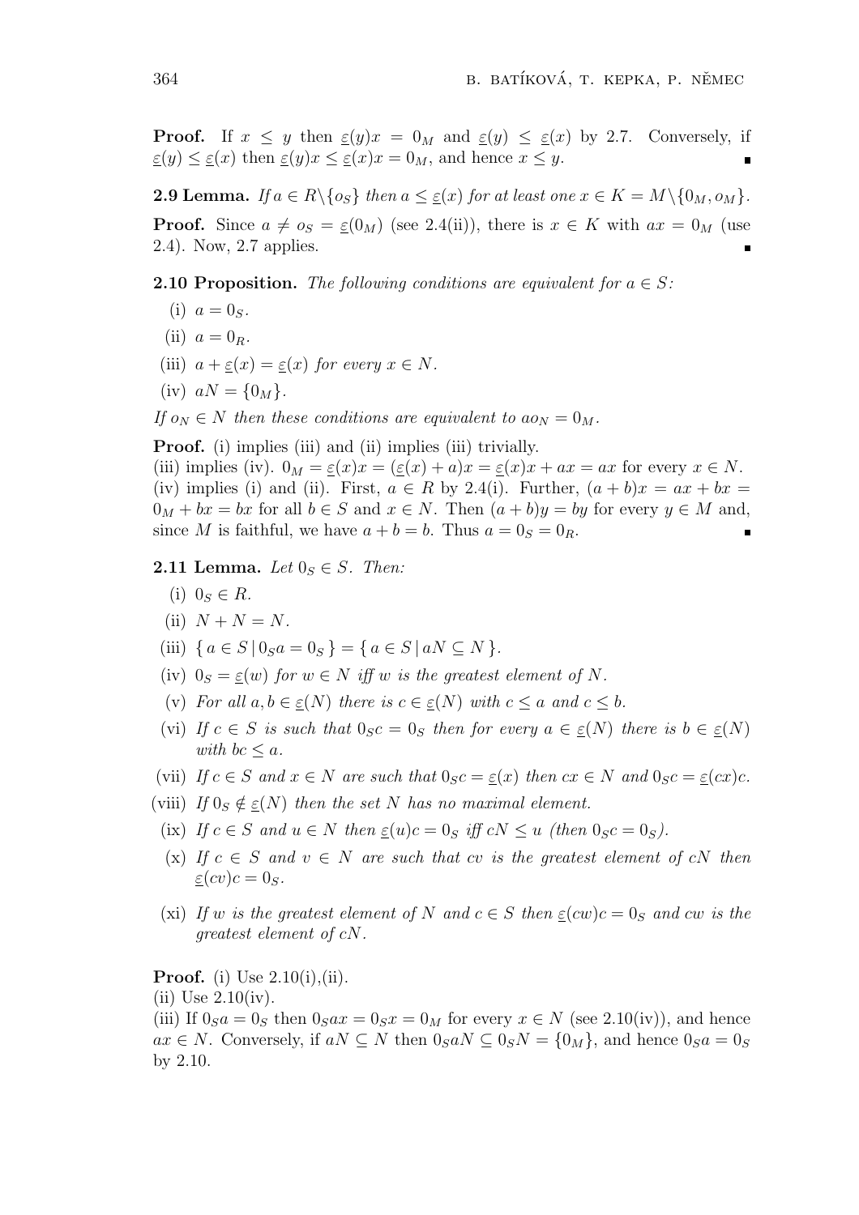**Proof.** If $x \leq y$ then $\underline{\varepsilon}(y)x = 0_M$ and $\underline{\varepsilon}(y) \leq \underline{\varepsilon}(x)$ by 2.7. Conversely, if $\underline{\varepsilon}(y) \leq \underline{\varepsilon}(x)$ then $\underline{\varepsilon}(y)x \leq \underline{\varepsilon}(x)x = 0_M$, and hence $x \leq y$. ∎

**2.9 Lemma.** *If $a \in R \setminus \{o_S\}$ then $a \leq \underline{\varepsilon}(x)$ for at least one $x \in K = M \setminus \{0_M, o_M\}$.*

**Proof.** Since $a \neq o_S = \underline{\varepsilon}(0_M)$ (see 2.4(ii)), there is $x \in K$ with $ax = 0_M$ (use 2.4). Now, 2.7 applies. ∎

**2.10 Proposition.** *The following conditions are equivalent for $a \in S$:*

(i) $a = 0_S$.

(ii) $a = 0_R$.

(iii) $a + \underline{\varepsilon}(x) = \underline{\varepsilon}(x)$ *for every* $x \in N$.

(iv) $aN = \{0_M\}$.

*If $o_N \in N$ then these conditions are equivalent to $ao_N = 0_M$.*

**Proof.** (i) implies (iii) and (ii) implies (iii) trivially.
(iii) implies (iv). $0_M = \underline{\varepsilon}(x)x = (\underline{\varepsilon}(x) + a)x = \underline{\varepsilon}(x)x + ax = ax$ for every $x \in N$.
(iv) implies (i) and (ii). First, $a \in R$ by 2.4(i). Further, $(a + b)x = ax + bx = 0_M + bx = bx$ for all $b \in S$ and $x \in N$. Then $(a + b)y = by$ for every $y \in M$ and, since $M$ is faithful, we have $a + b = b$. Thus $a = 0_S = 0_R$. ∎

**2.11 Lemma.** *Let $0_S \in S$. Then:*

(i) $0_S \in R$.

(ii) $N + N = N$.

(iii) $\{\, a \in S \mid 0_S a = 0_S \,\} = \{\, a \in S \mid aN \subseteq N \,\}$.

(iv) $0_S = \underline{\varepsilon}(w)$ *for $w \in N$ iff $w$ is the greatest element of $N$.*

(v) *For all $a, b \in \underline{\varepsilon}(N)$ there is $c \in \underline{\varepsilon}(N)$ with $c \leq a$ and $c \leq b$.*

(vi) *If $c \in S$ is such that $0_S c = 0_S$ then for every $a \in \underline{\varepsilon}(N)$ there is $b \in \underline{\varepsilon}(N)$ with $bc \leq a$.*

(vii) *If $c \in S$ and $x \in N$ are such that $0_S c = \underline{\varepsilon}(x)$ then $cx \in N$ and $0_S c = \underline{\varepsilon}(cx)c$.*

(viii) *If $0_S \notin \underline{\varepsilon}(N)$ then the set $N$ has no maximal element.*

(ix) *If $c \in S$ and $u \in N$ then $\underline{\varepsilon}(u)c = 0_S$ iff $cN \leq u$ (then $0_S c = 0_S$).*

(x) *If $c \in S$ and $v \in N$ are such that $cv$ is the greatest element of $cN$ then $\underline{\varepsilon}(cv)c = 0_S$.*

(xi) *If $w$ is the greatest element of $N$ and $c \in S$ then $\underline{\varepsilon}(cw)c = 0_S$ and $cw$ is the greatest element of $cN$.*

**Proof.** (i) Use 2.10(i),(ii).
(ii) Use 2.10(iv).
(iii) If $0_S a = 0_S$ then $0_S ax = 0_S x = 0_M$ for every $x \in N$ (see 2.10(iv)), and hence $ax \in N$. Conversely, if $aN \subseteq N$ then $0_S aN \subseteq 0_S N = \{0_M\}$, and hence $0_S a = 0_S$ by 2.10.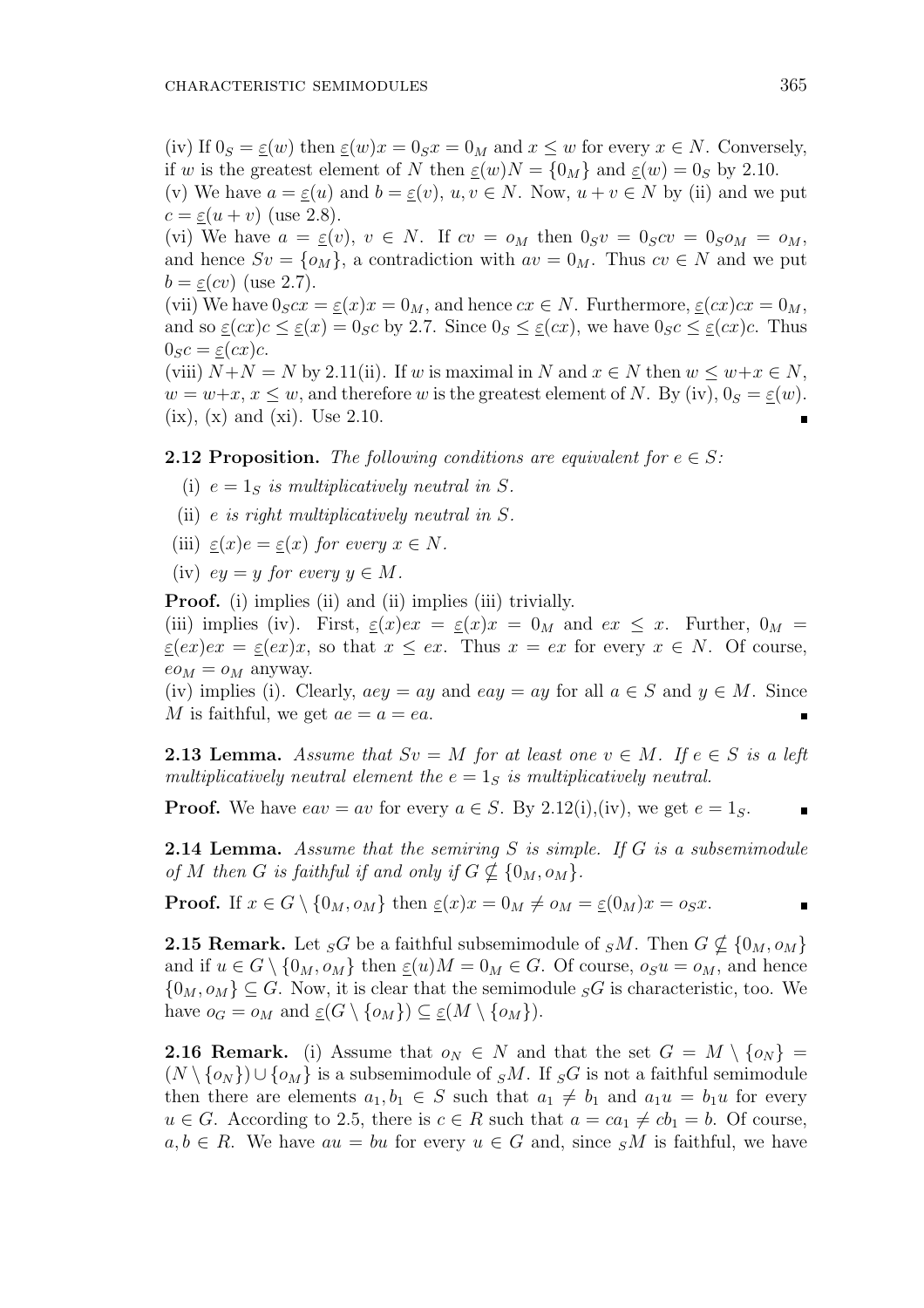(iv) If $0_S = \underline{\varepsilon}(w)$ then $\underline{\varepsilon}(w)x = 0_S x = 0_M$ and $x \leq w$ for every $x \in N$. Conversely, if $w$ is the greatest element of $N$ then $\underline{\varepsilon}(w)N = \{0_M\}$ and $\underline{\varepsilon}(w) = 0_S$ by 2.10.
(v) We have $a = \underline{\varepsilon}(u)$ and $b = \underline{\varepsilon}(v)$, $u, v \in N$. Now, $u + v \in N$ by (ii) and we put $c = \underline{\varepsilon}(u + v)$ (use 2.8).
(vi) We have $a = \underline{\varepsilon}(v)$, $v \in N$. If $cv = o_M$ then $0_S v = 0_S cv = 0_S o_M = o_M$, and hence $Sv = \{o_M\}$, a contradiction with $av = 0_M$. Thus $cv \in N$ and we put $b = \underline{\varepsilon}(cv)$ (use 2.7).
(vii) We have $0_S cx = \underline{\varepsilon}(x)x = 0_M$, and hence $cx \in N$. Furthermore, $\underline{\varepsilon}(cx)cx = 0_M$, and so $\underline{\varepsilon}(cx)c \leq \underline{\varepsilon}(x) = 0_S c$ by 2.7. Since $0_S \leq \underline{\varepsilon}(cx)$, we have $0_S c \leq \underline{\varepsilon}(cx)c$. Thus $0_S c = \underline{\varepsilon}(cx)c$.
(viii) $N+N = N$ by 2.11(ii). If $w$ is maximal in $N$ and $x \in N$ then $w \leq w+x \in N$, $w = w+x$, $x \leq w$, and therefore $w$ is the greatest element of $N$. By (iv), $0_S = \underline{\varepsilon}(w)$.
(ix), (x) and (xi). Use 2.10. ∎

**2.12 Proposition.** *The following conditions are equivalent for $e \in S$:*

- (i) *$e = 1_S$ is multiplicatively neutral in $S$.*
- (ii) *$e$ is right multiplicatively neutral in $S$.*
- (iii) *$\underline{\varepsilon}(x)e = \underline{\varepsilon}(x)$ for every $x \in N$.*
- (iv) *$ey = y$ for every $y \in M$.*

**Proof.** (i) implies (ii) and (ii) implies (iii) trivially.
(iii) implies (iv). First, $\underline{\varepsilon}(x)ex = \underline{\varepsilon}(x)x = 0_M$ and $ex \leq x$. Further, $0_M = \underline{\varepsilon}(ex)ex = \underline{\varepsilon}(ex)x$, so that $x \leq ex$. Thus $x = ex$ for every $x \in N$. Of course, $eo_M = o_M$ anyway.
(iv) implies (i). Clearly, $aey = ay$ and $eay = ay$ for all $a \in S$ and $y \in M$. Since $M$ is faithful, we get $ae = a = ea$. ∎

**2.13 Lemma.** *Assume that $Sv = M$ for at least one $v \in M$. If $e \in S$ is a left multiplicatively neutral element the $e = 1_S$ is multiplicatively neutral.*

**Proof.** We have $eav = av$ for every $a \in S$. By 2.12(i),(iv), we get $e = 1_S$. ∎

**2.14 Lemma.** *Assume that the semiring $S$ is simple. If $G$ is a subsemimodule of $M$ then $G$ is faithful if and only if $G \nsubseteq \{0_M, o_M\}$.*

**Proof.** If $x \in G \setminus \{0_M, o_M\}$ then $\underline{\varepsilon}(x)x = 0_M \neq o_M = \underline{\varepsilon}(0_M)x = o_S x$. ∎

**2.15 Remark.** Let ${}_SG$ be a faithful subsemimodule of ${}_SM$. Then $G \nsubseteq \{0_M, o_M\}$ and if $u \in G \setminus \{0_M, o_M\}$ then $\underline{\varepsilon}(u)M = 0_M \in G$. Of course, $o_S u = o_M$, and hence $\{0_M, o_M\} \subseteq G$. Now, it is clear that the semimodule ${}_SG$ is characteristic, too. We have $o_G = o_M$ and $\underline{\varepsilon}(G \setminus \{o_M\}) \subseteq \underline{\varepsilon}(M \setminus \{o_M\})$.

**2.16 Remark.** (i) Assume that $o_N \in N$ and that the set $G = M \setminus \{o_N\} = (N \setminus \{o_N\}) \cup \{o_M\}$ is a subsemimodule of ${}_SM$. If ${}_SG$ is not a faithful semimodule then there are elements $a_1, b_1 \in S$ such that $a_1 \neq b_1$ and $a_1 u = b_1 u$ for every $u \in G$. According to 2.5, there is $c \in R$ such that $a = ca_1 \neq cb_1 = b$. Of course, $a, b \in R$. We have $au = bu$ for every $u \in G$ and, since ${}_SM$ is faithful, we have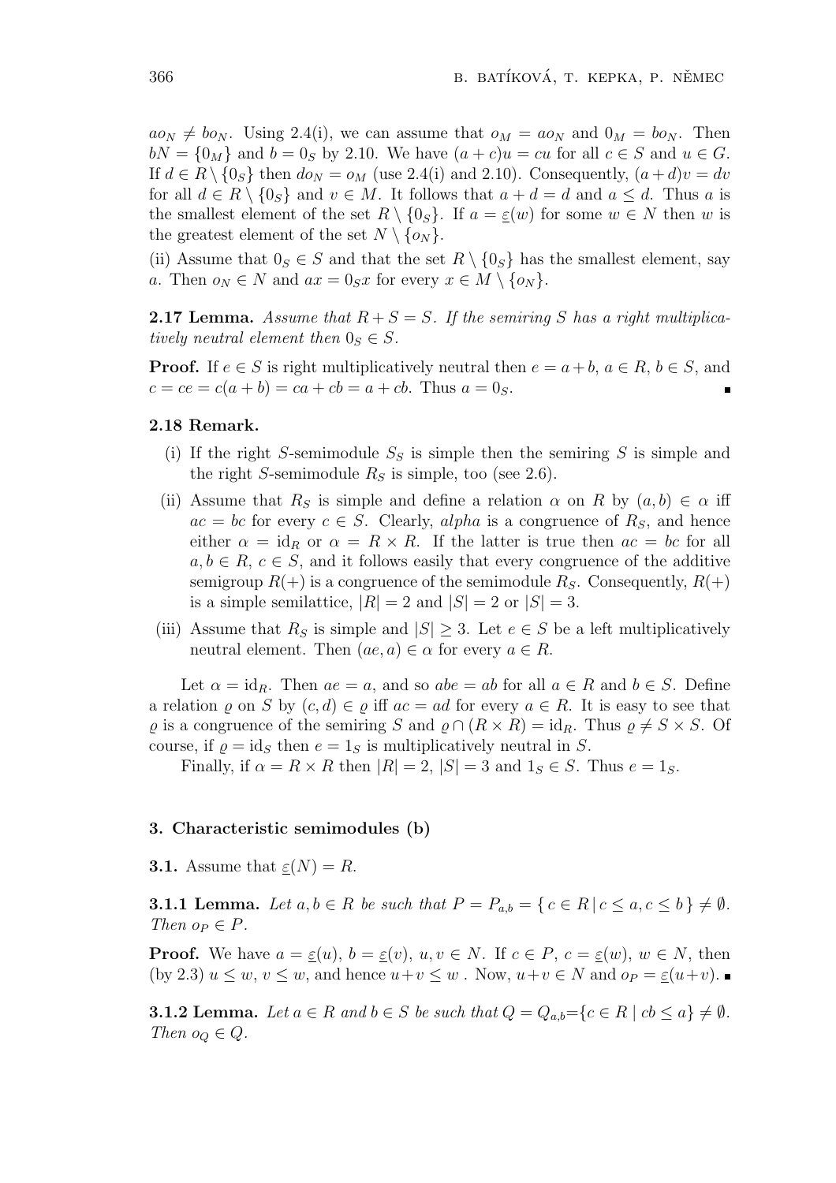$ao_N \neq bo_N$. Using 2.4(i), we can assume that $o_M = ao_N$ and $0_M = bo_N$. Then $bN = \{0_M\}$ and $b = 0_S$ by 2.10. We have $(a+c)u = cu$ for all $c \in S$ and $u \in G$. If $d \in R \setminus \{0_S\}$ then $do_N = o_M$ (use 2.4(i) and 2.10). Consequently, $(a+d)v = dv$ for all $d \in R \setminus \{0_S\}$ and $v \in M$. It follows that $a + d = d$ and $a \leq d$. Thus $a$ is the smallest element of the set $R \setminus \{0_S\}$. If $a = \underline{\varepsilon}(w)$ for some $w \in N$ then $w$ is the greatest element of the set $N \setminus \{o_N\}$.

(ii) Assume that $0_S \in S$ and that the set $R \setminus \{0_S\}$ has the smallest element, say $a$. Then $o_N \in N$ and $ax = 0_S x$ for every $x \in M \setminus \{o_N\}$.

**2.17 Lemma.** *Assume that $R + S = S$. If the semiring $S$ has a right multiplicatively neutral element then $0_S \in S$.*

**Proof.** If $e \in S$ is right multiplicatively neutral then $e = a + b$, $a \in R$, $b \in S$, and $c = ce = c(a+b) = ca + cb = a + cb$. Thus $a = 0_S$. ∎

**2.18 Remark.**

- (i) If the right $S$-semimodule $S_S$ is simple then the semiring $S$ is simple and the right $S$-semimodule $R_S$ is simple, too (see 2.6).
- (ii) Assume that $R_S$ is simple and define a relation $\alpha$ on $R$ by $(a,b) \in \alpha$ iff $ac = bc$ for every $c \in S$. Clearly, *alpha* is a congruence of $R_S$, and hence either $\alpha = \mathrm{id}_R$ or $\alpha = R \times R$. If the latter is true then $ac = bc$ for all $a, b \in R$, $c \in S$, and it follows easily that every congruence of the additive semigroup $R(+)$ is a congruence of the semimodule $R_S$. Consequently, $R(+)$ is a simple semilattice, $|R| = 2$ and $|S| = 2$ or $|S| = 3$.
- (iii) Assume that $R_S$ is simple and $|S| \geq 3$. Let $e \in S$ be a left multiplicatively neutral element. Then $(ae, a) \in \alpha$ for every $a \in R$.

Let $\alpha = \mathrm{id}_R$. Then $ae = a$, and so $abe = ab$ for all $a \in R$ and $b \in S$. Define a relation $\varrho$ on $S$ by $(c,d) \in \varrho$ iff $ac = ad$ for every $a \in R$. It is easy to see that $\varrho$ is a congruence of the semiring $S$ and $\varrho \cap (R \times R) = \mathrm{id}_R$. Thus $\varrho \neq S \times S$. Of course, if $\varrho = \mathrm{id}_S$ then $e = 1_S$ is multiplicatively neutral in $S$.

Finally, if $\alpha = R \times R$ then $|R| = 2$, $|S| = 3$ and $1_S \in S$. Thus $e = 1_S$.

## 3. Characteristic semimodules (b)

**3.1.** Assume that $\underline{\varepsilon}(N) = R$.

**3.1.1 Lemma.** *Let $a, b \in R$ be such that $P = P_{a,b} = \{\, c \in R \mid c \leq a, c \leq b \,\} \neq \emptyset$. Then $o_P \in P$.*

**Proof.** We have $a = \underline{\varepsilon}(u)$, $b = \underline{\varepsilon}(v)$, $u, v \in N$. If $c \in P$, $c = \underline{\varepsilon}(w)$, $w \in N$, then (by 2.3) $u \leq w$, $v \leq w$, and hence $u + v \leq w$ . Now, $u + v \in N$ and $o_P = \underline{\varepsilon}(u+v)$. ∎

**3.1.2 Lemma.** *Let $a \in R$ and $b \in S$ be such that $Q = Q_{a,b} = \{c \in R \mid cb \leq a\} \neq \emptyset$. Then $o_Q \in Q$.*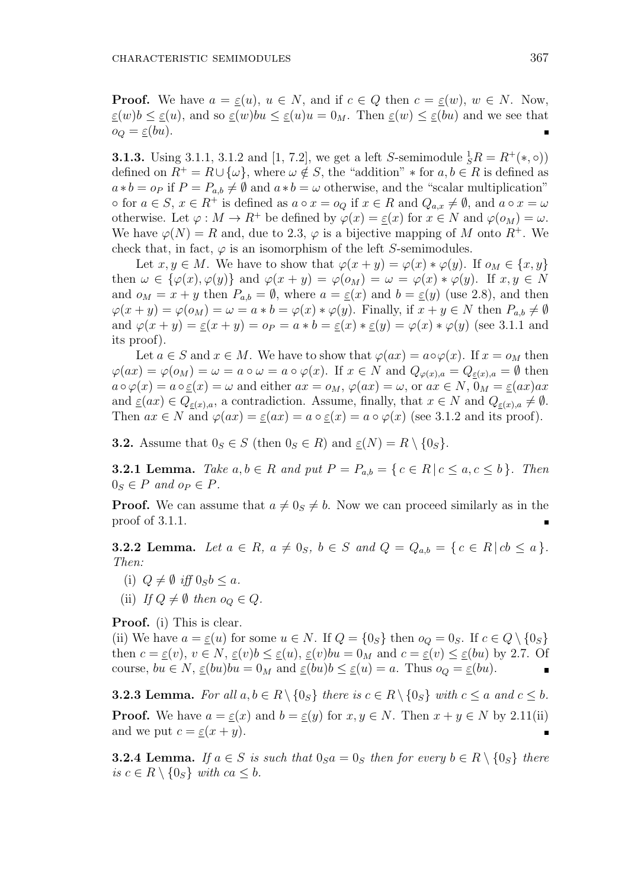**Proof.** We have $a = \underline{\varepsilon}(u)$, $u \in N$, and if $c \in Q$ then $c = \underline{\varepsilon}(w)$, $w \in N$. Now, $\underline{\varepsilon}(w)b \le \underline{\varepsilon}(u)$, and so $\underline{\varepsilon}(w)bu \le \underline{\varepsilon}(u)u = 0_M$. Then $\underline{\varepsilon}(w) \le \underline{\varepsilon}(bu)$ and we see that $o_Q = \underline{\varepsilon}(bu)$. ∎

**3.1.3.** Using 3.1.1, 3.1.2 and [1, 7.2], we get a left $S$-semimodule ${}^1_S R = R^+(*, \circ))$ defined on $R^+ = R \cup \{\omega\}$, where $\omega \notin S$, the "addition" $*$ for $a, b \in R$ is defined as $a * b = o_P$ if $P = P_{a,b} \ne \emptyset$ and $a * b = \omega$ otherwise, and the "scalar multiplication" $\circ$ for $a \in S$, $x \in R^+$ is defined as $a \circ x = o_Q$ if $x \in R$ and $Q_{a,x} \ne \emptyset$, and $a \circ x = \omega$ otherwise. Let $\varphi : M \to R^+$ be defined by $\varphi(x) = \underline{\varepsilon}(x)$ for $x \in N$ and $\varphi(o_M) = \omega$. We have $\varphi(N) = R$ and, due to 2.3, $\varphi$ is a bijective mapping of $M$ onto $R^+$. We check that, in fact, $\varphi$ is an isomorphism of the left $S$-semimodules.

Let $x, y \in M$. We have to show that $\varphi(x + y) = \varphi(x) * \varphi(y)$. If $o_M \in \{x, y\}$ then $\omega \in \{\varphi(x), \varphi(y)\}$ and $\varphi(x + y) = \varphi(o_M) = \omega = \varphi(x) * \varphi(y)$. If $x, y \in N$ and $o_M = x + y$ then $P_{a,b} = \emptyset$, where $a = \underline{\varepsilon}(x)$ and $b = \underline{\varepsilon}(y)$ (use 2.8), and then $\varphi(x + y) = \varphi(o_M) = \omega = a * b = \varphi(x) * \varphi(y)$. Finally, if $x + y \in N$ then $P_{a,b} \ne \emptyset$ and $\varphi(x + y) = \underline{\varepsilon}(x + y) = o_P = a * b = \underline{\varepsilon}(x) * \underline{\varepsilon}(y) = \varphi(x) * \varphi(y)$ (see 3.1.1 and its proof).

Let $a \in S$ and $x \in M$. We have to show that $\varphi(ax) = a \circ \varphi(x)$. If $x = o_M$ then $\varphi(ax) = \varphi(o_M) = \omega = a \circ \omega = a \circ \varphi(x)$. If $x \in N$ and $Q_{\varphi(x),a} = Q_{\underline{\varepsilon}(x),a} = \emptyset$ then $a \circ \varphi(x) = a \circ \underline{\varepsilon}(x) = \omega$ and either $ax = o_M$, $\varphi(ax) = \omega$, or $ax \in N$, $0_M = \underline{\varepsilon}(ax)ax$ and $\underline{\varepsilon}(ax) \in Q_{\underline{\varepsilon}(x),a}$, a contradiction. Assume, finally, that $x \in N$ and $Q_{\underline{\varepsilon}(x),a} \ne \emptyset$. Then $ax \in N$ and $\varphi(ax) = \underline{\varepsilon}(ax) = a \circ \underline{\varepsilon}(x) = a \circ \varphi(x)$ (see 3.1.2 and its proof).

**3.2.** Assume that $0_S \in S$ (then $0_S \in R$) and $\underline{\varepsilon}(N) = R \setminus \{0_S\}$.

**3.2.1 Lemma.** *Take $a, b \in R$ and put $P = P_{a,b} = \{\, c \in R \mid c \le a, c \le b \,\}$. Then $0_S \in P$ and $o_P \in P$.*

**Proof.** We can assume that $a \ne 0_S \ne b$. Now we can proceed similarly as in the proof of 3.1.1. ∎

**3.2.2 Lemma.** *Let $a \in R$, $a \ne 0_S$, $b \in S$ and $Q = Q_{a,b} = \{\, c \in R \mid cb \le a \,\}$. Then:*

(i) *$Q \ne \emptyset$ iff $0_S b \le a$.*

(ii) *If $Q \ne \emptyset$ then $o_Q \in Q$.*

**Proof.** (i) This is clear.
(ii) We have $a = \underline{\varepsilon}(u)$ for some $u \in N$. If $Q = \{0_S\}$ then $o_Q = 0_S$. If $c \in Q \setminus \{0_S\}$ then $c = \underline{\varepsilon}(v)$, $v \in N$, $\underline{\varepsilon}(v)b \le \underline{\varepsilon}(u)$, $\underline{\varepsilon}(v)bu = 0_M$ and $c = \underline{\varepsilon}(v) \le \underline{\varepsilon}(bu)$ by 2.7. Of course, $bu \in N$, $\underline{\varepsilon}(bu)bu = 0_M$ and $\underline{\varepsilon}(bu)b \le \underline{\varepsilon}(u) = a$. Thus $o_Q = \underline{\varepsilon}(bu)$. ∎

**3.2.3 Lemma.** *For all $a, b \in R \setminus \{0_S\}$ there is $c \in R \setminus \{0_S\}$ with $c \le a$ and $c \le b$.*

**Proof.** We have $a = \underline{\varepsilon}(x)$ and $b = \underline{\varepsilon}(y)$ for $x, y \in N$. Then $x + y \in N$ by 2.11(ii) and we put $c = \underline{\varepsilon}(x + y)$. ∎

**3.2.4 Lemma.** *If $a \in S$ is such that $0_S a = 0_S$ then for every $b \in R \setminus \{0_S\}$ there is $c \in R \setminus \{0_S\}$ with $ca \le b$.*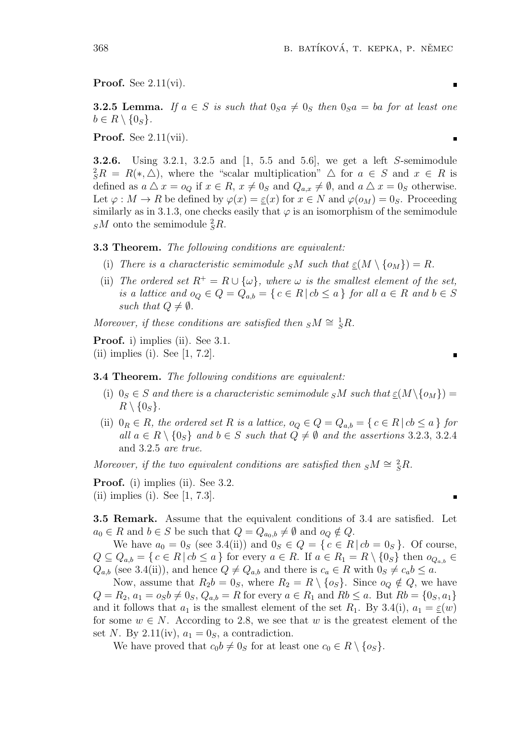**Proof.** See 2.11(vi). ∎

**3.2.5 Lemma.** *If $a \in S$ is such that $0_S a \neq 0_S$ then $0_S a = ba$ for at least one $b \in R \setminus \{0_S\}$.*

**Proof.** See 2.11(vii). ∎

**3.2.6.** Using 3.2.1, 3.2.5 and [1, 5.5 and 5.6], we get a left $S$-semimodule ${}^2_S R = R(*, \triangle)$, where the "scalar multiplication" $\triangle$ for $a \in S$ and $x \in R$ is defined as $a \triangle x = o_Q$ if $x \in R$, $x \neq 0_S$ and $Q_{a,x} \neq \emptyset$, and $a \triangle x = 0_S$ otherwise. Let $\varphi : M \to R$ be defined by $\varphi(x) = \underline{\varepsilon}(x)$ for $x \in N$ and $\varphi(o_M) = 0_S$. Proceeding similarly as in 3.1.3, one checks easily that $\varphi$ is an isomorphism of the semimodule ${}_S M$ onto the semimodule ${}^2_S R$.

**3.3 Theorem.** *The following conditions are equivalent:*

(i) *There is a characteristic semimodule ${}_S M$ such that $\underline{\varepsilon}(M \setminus \{o_M\}) = R$.*

(ii) *The ordered set $R^+ = R \cup \{\omega\}$, where $\omega$ is the smallest element of the set, is a lattice and $o_Q \in Q = Q_{a,b} = \{ c \in R \,|\, cb \leq a \}$ for all $a \in R$ and $b \in S$ such that $Q \neq \emptyset$.*

*Moreover, if these conditions are satisfied then ${}_S M \cong {}^1_S R$.*

**Proof.** i) implies (ii). See 3.1.
(ii) implies (i). See [1, 7.2]. ∎

**3.4 Theorem.** *The following conditions are equivalent:*

(i) *$0_S \in S$ and there is a characteristic semimodule ${}_S M$ such that $\underline{\varepsilon}(M \setminus \{o_M\}) = R \setminus \{0_S\}$.*

(ii) *$0_R \in R$, the ordered set $R$ is a lattice, $o_Q \in Q = Q_{a,b} = \{ c \in R \,|\, cb \leq a \}$ for all $a \in R \setminus \{0_S\}$ and $b \in S$ such that $Q \neq \emptyset$ and the assertions* 3.2.3, 3.2.4 and 3.2.5 *are true.*

*Moreover, if the two equivalent conditions are satisfied then ${}_S M \cong {}^2_S R$.*

**Proof.** (i) implies (ii). See 3.2.
(ii) implies (i). See [1, 7.3]. ∎

**3.5 Remark.** Assume that the equivalent conditions of 3.4 are satisfied. Let $a_0 \in R$ and $b \in S$ be such that $Q = Q_{a_0,b} \neq \emptyset$ and $o_Q \notin Q$.

We have $a_0 = 0_S$ (see 3.4(ii)) and $0_S \in Q = \{ c \in R \,|\, cb = 0_S \}$. Of course, $Q \subseteq Q_{a,b} = \{ c \in R \,|\, cb \leq a \}$ for every $a \in R$. If $a \in R_1 = R \setminus \{0_S\}$ then $o_{Q_{a,b}} \in Q_{a,b}$ (see 3.4(ii)), and hence $Q \neq Q_{a,b}$ and there is $c_a \in R$ with $0_S \neq c_a b \leq a$.

Now, assume that $R_2 b = 0_S$, where $R_2 = R \setminus \{o_S\}$. Since $o_Q \notin Q$, we have $Q = R_2$, $a_1 = o_S b \neq 0_S$, $Q_{a,b} = R$ for every $a \in R_1$ and $Rb \leq a$. But $Rb = \{0_S, a_1\}$ and it follows that $a_1$ is the smallest element of the set $R_1$. By 3.4(i), $a_1 = \underline{\varepsilon}(w)$ for some $w \in N$. According to 2.8, we see that $w$ is the greatest element of the set $N$. By 2.11(iv), $a_1 = 0_S$, a contradiction.

We have proved that $c_0 b \neq 0_S$ for at least one $c_0 \in R \setminus \{o_S\}$.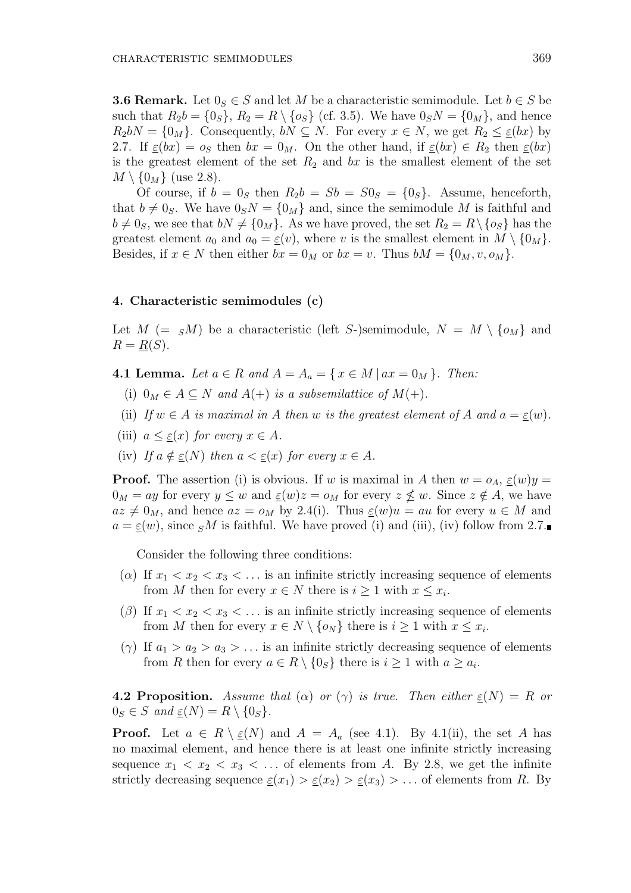**3.6 Remark.** Let $0_S \in S$ and let $M$ be a characteristic semimodule. Let $b \in S$ be such that $R_2 b = \{0_S\}$, $R_2 = R \setminus \{o_S\}$ (cf. 3.5). We have $0_S N = \{0_M\}$, and hence $R_2 bN = \{0_M\}$. Consequently, $bN \subseteq N$. For every $x \in N$, we get $R_2 \leq \underline{\varepsilon}(bx)$ by 2.7. If $\underline{\varepsilon}(bx) = o_S$ then $bx = 0_M$. On the other hand, if $\underline{\varepsilon}(bx) \in R_2$ then $\underline{\varepsilon}(bx)$ is the greatest element of the set $R_2$ and $bx$ is the smallest element of the set $M \setminus \{0_M\}$ (use 2.8).

Of course, if $b = 0_S$ then $R_2 b = Sb = S0_S = \{0_S\}$. Assume, henceforth, that $b \neq 0_S$. We have $0_S N = \{0_M\}$ and, since the semimodule $M$ is faithful and $b \neq 0_S$, we see that $bN \neq \{0_M\}$. As we have proved, the set $R_2 = R \setminus \{o_S\}$ has the greatest element $a_0$ and $a_0 = \underline{\varepsilon}(v)$, where $v$ is the smallest element in $M \setminus \{0_M\}$. Besides, if $x \in N$ then either $bx = 0_M$ or $bx = v$. Thus $bM = \{0_M, v, o_M\}$.

## 4. Characteristic semimodules (c)

Let $M$ ($= {}_S M$) be a characteristic (left $S$-)semimodule, $N = M \setminus \{o_M\}$ and $R = \underline{R}(S)$.

**4.1 Lemma.** *Let $a \in R$ and $A = A_a = \{\, x \in M \mid ax = 0_M \,\}$. Then:*

- (i) *$0_M \in A \subseteq N$ and $A(+)$ is a subsemilattice of $M(+)$.*
- (ii) *If $w \in A$ is maximal in $A$ then $w$ is the greatest element of $A$ and $a = \underline{\varepsilon}(w)$.*
- (iii) *$a \leq \underline{\varepsilon}(x)$ for every $x \in A$.*
- (iv) *If $a \notin \underline{\varepsilon}(N)$ then $a < \underline{\varepsilon}(x)$ for every $x \in A$.*

**Proof.** The assertion (i) is obvious. If $w$ is maximal in $A$ then $w = o_A$, $\underline{\varepsilon}(w)y = 0_M = ay$ for every $y \leq w$ and $\underline{\varepsilon}(w)z = o_M$ for every $z \nleq w$. Since $z \notin A$, we have $az \neq 0_M$, and hence $az = o_M$ by 2.4(i). Thus $\underline{\varepsilon}(w)u = au$ for every $u \in M$ and $a = \underline{\varepsilon}(w)$, since ${}_S M$ is faithful. We have proved (i) and (iii), (iv) follow from 2.7.■

Consider the following three conditions:

- ($\alpha$) If $x_1 < x_2 < x_3 < \dots$ is an infinite strictly increasing sequence of elements from $M$ then for every $x \in N$ there is $i \geq 1$ with $x \leq x_i$.
- ($\beta$) If $x_1 < x_2 < x_3 < \dots$ is an infinite strictly increasing sequence of elements from $M$ then for every $x \in N \setminus \{o_N\}$ there is $i \geq 1$ with $x \leq x_i$.
- ($\gamma$) If $a_1 > a_2 > a_3 > \dots$ is an infinite strictly decreasing sequence of elements from $R$ then for every $a \in R \setminus \{0_S\}$ there is $i \geq 1$ with $a \geq a_i$.

**4.2 Proposition.** *Assume that ($\alpha$) or ($\gamma$) is true. Then either $\underline{\varepsilon}(N) = R$ or $0_S \in S$ and $\underline{\varepsilon}(N) = R \setminus \{0_S\}$.*

**Proof.** Let $a \in R \setminus \underline{\varepsilon}(N)$ and $A = A_a$ (see 4.1). By 4.1(ii), the set $A$ has no maximal element, and hence there is at least one infinite strictly increasing sequence $x_1 < x_2 < x_3 < \dots$ of elements from $A$. By 2.8, we get the infinite strictly decreasing sequence $\underline{\varepsilon}(x_1) > \underline{\varepsilon}(x_2) > \underline{\varepsilon}(x_3) > \dots$ of elements from $R$. By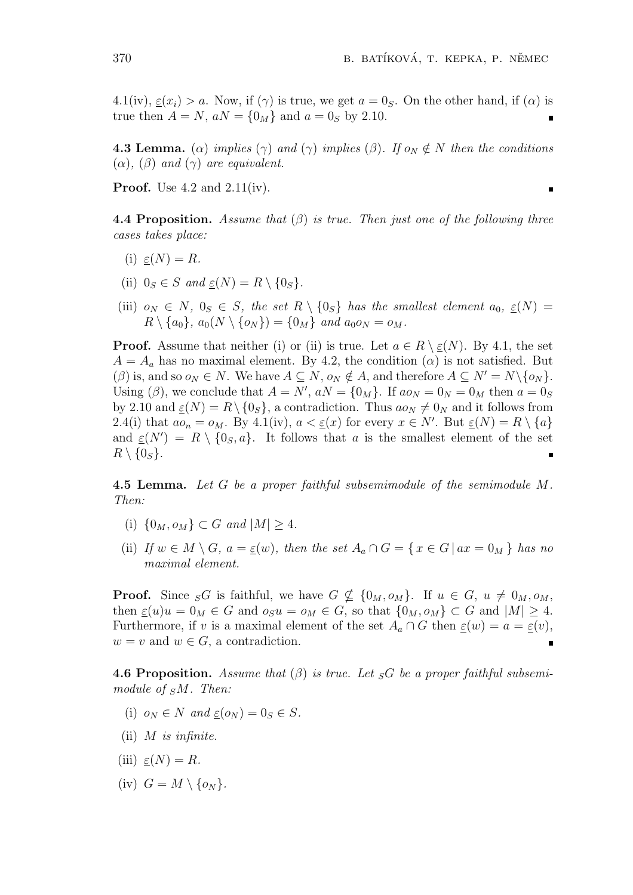4.1(iv), $\underline{\varepsilon}(x_i) > a$. Now, if ($\gamma$) is true, we get $a = 0_S$. On the other hand, if ($\alpha$) is true then $A = N$, $aN = \{0_M\}$ and $a = 0_S$ by 2.10. ∎

**4.3 Lemma.** *($\alpha$) implies ($\gamma$) and ($\gamma$) implies ($\beta$). If $o_N \notin N$ then the conditions ($\alpha$), ($\beta$) and ($\gamma$) are equivalent.*

**Proof.** Use 4.2 and 2.11(iv). ∎

**4.4 Proposition.** *Assume that ($\beta$) is true. Then just one of the following three cases takes place:*

- (i) *$\underline{\varepsilon}(N) = R$.*
- (ii) *$0_S \in S$ and $\underline{\varepsilon}(N) = R \setminus \{0_S\}$.*
- (iii) *$o_N \in N$, $0_S \in S$, the set $R \setminus \{0_S\}$ has the smallest element $a_0$, $\underline{\varepsilon}(N) = R \setminus \{a_0\}$, $a_0(N \setminus \{o_N\}) = \{0_M\}$ and $a_0 o_N = o_M$.*

**Proof.** Assume that neither (i) or (ii) is true. Let $a \in R \setminus \underline{\varepsilon}(N)$. By 4.1, the set $A = A_a$ has no maximal element. By 4.2, the condition ($\alpha$) is not satisfied. But ($\beta$) is, and so $o_N \in N$. We have $A \subseteq N$, $o_N \notin A$, and therefore $A \subseteq N' = N \setminus \{o_N\}$. Using ($\beta$), we conclude that $A = N'$, $aN = \{0_M\}$. If $ao_N = 0_N = 0_M$ then $a = 0_S$ by 2.10 and $\underline{\varepsilon}(N) = R \setminus \{0_S\}$, a contradiction. Thus $ao_N \neq 0_N$ and it follows from 2.4(i) that $ao_n = o_M$. By 4.1(iv), $a < \underline{\varepsilon}(x)$ for every $x \in N'$. But $\underline{\varepsilon}(N) = R \setminus \{a\}$ and $\underline{\varepsilon}(N') = R \setminus \{0_S, a\}$. It follows that $a$ is the smallest element of the set $R \setminus \{0_S\}$. ∎

**4.5 Lemma.** *Let $G$ be a proper faithful subsemimodule of the semimodule $M$. Then:*

- (i) *$\{0_M, o_M\} \subset G$ and $|M| \geq 4$.*
- (ii) *If $w \in M \setminus G$, $a = \underline{\varepsilon}(w)$, then the set $A_a \cap G = \{\, x \in G \mid ax = 0_M \,\}$ has no maximal element.*

**Proof.** Since ${}_SG$ is faithful, we have $G \nsubseteq \{0_M, o_M\}$. If $u \in G$, $u \neq 0_M, o_M$, then $\underline{\varepsilon}(u)u = 0_M \in G$ and $o_S u = o_M \in G$, so that $\{0_M, o_M\} \subset G$ and $|M| \geq 4$. Furthermore, if $v$ is a maximal element of the set $A_a \cap G$ then $\underline{\varepsilon}(w) = a = \underline{\varepsilon}(v)$, $w = v$ and $w \in G$, a contradiction. ∎

**4.6 Proposition.** *Assume that ($\beta$) is true. Let ${}_SG$ be a proper faithful subsemimodule of ${}_SM$. Then:*

- (i) *$o_N \in N$ and $\underline{\varepsilon}(o_N) = 0_S \in S$.*
- (ii) *$M$ is infinite.*
- (iii) *$\underline{\varepsilon}(N) = R$.*
- (iv) *$G = M \setminus \{o_N\}$.*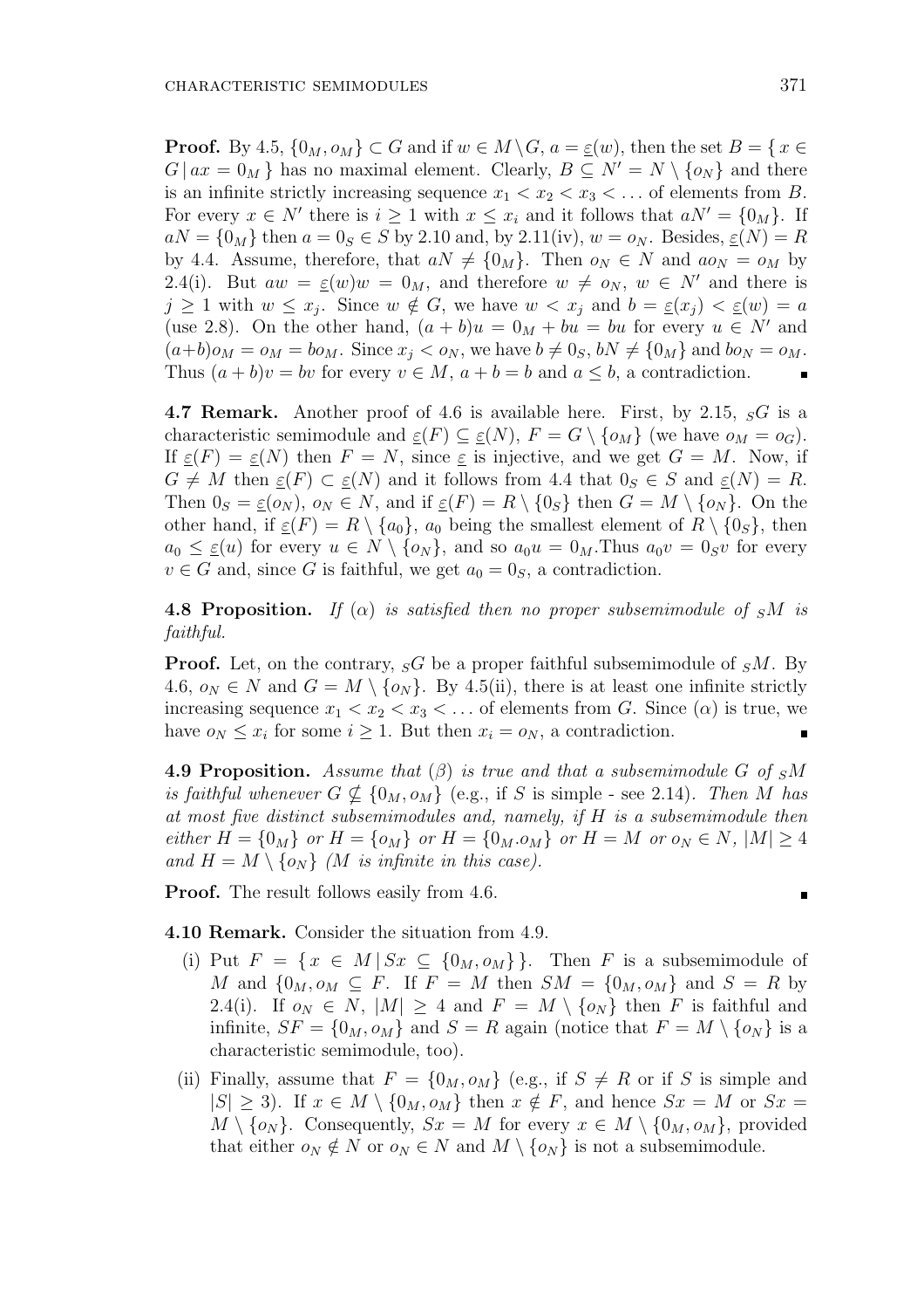**Proof.** By 4.5, $\{0_M, o_M\} \subset G$ and if $w \in M \setminus G$, $a = \underline{\varepsilon}(w)$, then the set $B = \{ x \in G \mid ax = 0_M \}$ has no maximal element. Clearly, $B \subseteq N' = N \setminus \{o_N\}$ and there is an infinite strictly increasing sequence $x_1 < x_2 < x_3 < \dots$ of elements from $B$. For every $x \in N'$ there is $i \geq 1$ with $x \leq x_i$ and it follows that $aN' = \{0_M\}$. If $aN = \{0_M\}$ then $a = 0_S \in S$ by 2.10 and, by 2.11(iv), $w = o_N$. Besides, $\underline{\varepsilon}(N) = R$ by 4.4. Assume, therefore, that $aN \neq \{0_M\}$. Then $o_N \in N$ and $ao_N = o_M$ by 2.4(i). But $aw = \underline{\varepsilon}(w)w = 0_M$, and therefore $w \neq o_N$, $w \in N'$ and there is $j \geq 1$ with $w \leq x_j$. Since $w \notin G$, we have $w < x_j$ and $b = \underline{\varepsilon}(x_j) < \underline{\varepsilon}(w) = a$ (use 2.8). On the other hand, $(a + b)u = 0_M + bu = bu$ for every $u \in N'$ and $(a+b)o_M = o_M = bo_M$. Since $x_j < o_N$, we have $b \neq 0_S$, $bN \neq \{0_M\}$ and $bo_N = o_M$. Thus $(a + b)v = bv$ for every $v \in M$, $a + b = b$ and $a \leq b$, a contradiction. ∎

**4.7 Remark.** Another proof of 4.6 is available here. First, by 2.15, ${}_SG$ is a characteristic semimodule and $\underline{\varepsilon}(F) \subseteq \underline{\varepsilon}(N)$, $F = G \setminus \{o_M\}$ (we have $o_M = o_G$). If $\underline{\varepsilon}(F) = \underline{\varepsilon}(N)$ then $F = N$, since $\underline{\varepsilon}$ is injective, and we get $G = M$. Now, if $G \neq M$ then $\underline{\varepsilon}(F) \subset \underline{\varepsilon}(N)$ and it follows from 4.4 that $0_S \in S$ and $\underline{\varepsilon}(N) = R$. Then $0_S = \underline{\varepsilon}(o_N)$, $o_N \in N$, and if $\underline{\varepsilon}(F) = R \setminus \{0_S\}$ then $G = M \setminus \{o_N\}$. On the other hand, if $\underline{\varepsilon}(F) = R \setminus \{a_0\}$, $a_0$ being the smallest element of $R \setminus \{0_S\}$, then $a_0 \leq \underline{\varepsilon}(u)$ for every $u \in N \setminus \{o_N\}$, and so $a_0u = 0_M$.Thus $a_0v = 0_Sv$ for every $v \in G$ and, since $G$ is faithful, we get $a_0 = 0_S$, a contradiction.

**4.8 Proposition.** *If* $(\alpha)$ *is satisfied then no proper subsemimodule of* ${}_SM$ *is faithful.*

**Proof.** Let, on the contrary, ${}_SG$ be a proper faithful subsemimodule of ${}_SM$. By 4.6, $o_N \in N$ and $G = M \setminus \{o_N\}$. By 4.5(ii), there is at least one infinite strictly increasing sequence $x_1 < x_2 < x_3 < \dots$ of elements from $G$. Since $(\alpha)$ is true, we have $o_N \leq x_i$ for some $i \geq 1$. But then $x_i = o_N$, a contradiction. ∎

**4.9 Proposition.** *Assume that* $(\beta)$ *is true and that a subsemimodule* $G$ *of* ${}_SM$ *is faithful whenever* $G \not\subseteq \{0_M, o_M\}$ *(e.g., if* $S$ *is simple - see 2.14). Then* $M$ *has at most five distinct subsemimodules and, namely, if* $H$ *is a subsemimodule then either* $H = \{0_M\}$ *or* $H = \{o_M\}$ *or* $H = \{0_M.o_M\}$ *or* $H = M$ *or* $o_N \in N$, $|M| \geq 4$ *and* $H = M \setminus \{o_N\}$ *(*$M$ *is infinite in this case).*

**Proof.** The result follows easily from 4.6. ∎

**4.10 Remark.** Consider the situation from 4.9.

(i) Put $F = \{ x \in M \mid Sx \subseteq \{0_M, o_M\} \}$. Then $F$ is a subsemimodule of $M$ and $\{0_M, o_M \subseteq F$. If $F = M$ then $SM = \{0_M, o_M\}$ and $S = R$ by 2.4(i). If $o_N \in N$, $|M| \geq 4$ and $F = M \setminus \{o_N\}$ then $F$ is faithful and infinite, $SF = \{0_M, o_M\}$ and $S = R$ again (notice that $F = M \setminus \{o_N\}$ is a characteristic semimodule, too).

(ii) Finally, assume that $F = \{0_M, o_M\}$ (e.g., if $S \neq R$ or if $S$ is simple and $|S| \geq 3$). If $x \in M \setminus \{0_M, o_M\}$ then $x \notin F$, and hence $Sx = M$ or $Sx = M \setminus \{o_N\}$. Consequently, $Sx = M$ for every $x \in M \setminus \{0_M, o_M\}$, provided that either $o_N \notin N$ or $o_N \in N$ and $M \setminus \{o_N\}$ is not a subsemimodule.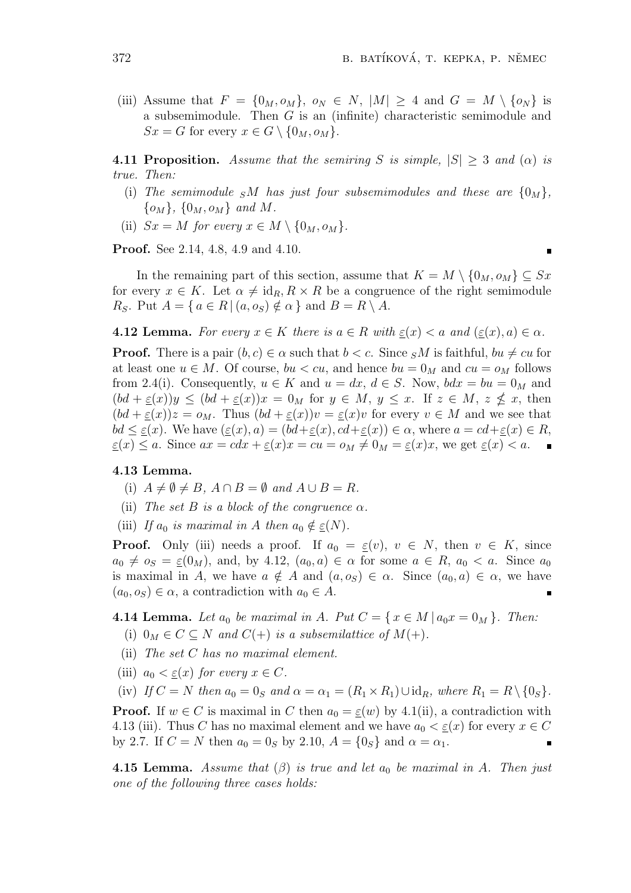(iii) Assume that $F = \{0_M, o_M\}$, $o_N \in N$, $|M| \geq 4$ and $G = M \setminus \{o_N\}$ is a subsemimodule. Then $G$ is an (infinite) characteristic semimodule and $Sx = G$ for every $x \in G \setminus \{0_M, o_M\}$.

**4.11 Proposition.** *Assume that the semiring $S$ is simple, $|S| \geq 3$ and $(\alpha)$ is true. Then:*

(i) *The semimodule ${}_SM$ has just four subsemimodules and these are $\{0_M\}$, $\{o_M\}$, $\{0_M, o_M\}$ and $M$.*

(ii) *$Sx = M$ for every $x \in M \setminus \{0_M, o_M\}$.*

**Proof.** See 2.14, 4.8, 4.9 and 4.10. ∎

In the remaining part of this section, assume that $K = M \setminus \{0_M, o_M\} \subseteq Sx$ for every $x \in K$. Let $\alpha \neq \mathrm{id}_R, R \times R$ be a congruence of the right semimodule $R_S$. Put $A = \{ a \in R \mid (a, o_S) \notin \alpha \}$ and $B = R \setminus A$.

**4.12 Lemma.** *For every $x \in K$ there is $a \in R$ with $\underline{\varepsilon}(x) < a$ and $(\underline{\varepsilon}(x), a) \in \alpha$.*

**Proof.** There is a pair $(b, c) \in \alpha$ such that $b < c$. Since ${}_SM$ is faithful, $bu \neq cu$ for at least one $u \in M$. Of course, $bu < cu$, and hence $bu = 0_M$ and $cu = o_M$ follows from 2.4(i). Consequently, $u \in K$ and $u = dx$, $d \in S$. Now, $bdx = bu = 0_M$ and $(bd + \underline{\varepsilon}(x))y \leq (bd + \underline{\varepsilon}(x))x = 0_M$ for $y \in M$, $y \leq x$. If $z \in M$, $z \nleq x$, then $(bd + \underline{\varepsilon}(x))z = o_M$. Thus $(bd + \underline{\varepsilon}(x))v = \underline{\varepsilon}(x)v$ for every $v \in M$ and we see that $bd \leq \underline{\varepsilon}(x)$. We have $(\underline{\varepsilon}(x), a) = (bd + \underline{\varepsilon}(x), cd + \underline{\varepsilon}(x)) \in \alpha$, where $a = cd + \underline{\varepsilon}(x) \in R$, $\underline{\varepsilon}(x) \leq a$. Since $ax = cdx + \underline{\varepsilon}(x)x = cu = o_M \neq 0_M = \underline{\varepsilon}(x)x$, we get $\underline{\varepsilon}(x) < a$. ∎

**4.13 Lemma.**

(i) *$A \neq \emptyset \neq B$, $A \cap B = \emptyset$ and $A \cup B = R$.*

(ii) *The set $B$ is a block of the congruence $\alpha$.*

(iii) *If $a_0$ is maximal in $A$ then $a_0 \notin \underline{\varepsilon}(N)$.*

**Proof.** Only (iii) needs a proof. If $a_0 = \underline{\varepsilon}(v)$, $v \in N$, then $v \in K$, since $a_0 \neq o_S = \underline{\varepsilon}(0_M)$, and, by 4.12, $(a_0, a) \in \alpha$ for some $a \in R$, $a_0 < a$. Since $a_0$ is maximal in $A$, we have $a \notin A$ and $(a, o_S) \in \alpha$. Since $(a_0, a) \in \alpha$, we have $(a_0, o_S) \in \alpha$, a contradiction with $a_0 \in A$. ∎

**4.14 Lemma.** *Let $a_0$ be maximal in $A$. Put $C = \{ x \in M \mid a_0 x = 0_M \}$. Then:*

(i) *$0_M \in C \subseteq N$ and $C(+)$ is a subsemilattice of $M(+)$.*

(ii) *The set $C$ has no maximal element.*

(iii) *$a_0 < \underline{\varepsilon}(x)$ for every $x \in C$.*

(iv) *If $C = N$ then $a_0 = 0_S$ and $\alpha = \alpha_1 = (R_1 \times R_1) \cup \mathrm{id}_R$, where $R_1 = R \setminus \{0_S\}$.*

**Proof.** If $w \in C$ is maximal in $C$ then $a_0 = \underline{\varepsilon}(w)$ by 4.1(ii), a contradiction with 4.13 (iii). Thus $C$ has no maximal element and we have $a_0 < \underline{\varepsilon}(x)$ for every $x \in C$ by 2.7. If $C = N$ then $a_0 = 0_S$ by 2.10, $A = \{0_S\}$ and $\alpha = \alpha_1$. ∎

**4.15 Lemma.** *Assume that $(\beta)$ is true and let $a_0$ be maximal in $A$. Then just one of the following three cases holds:*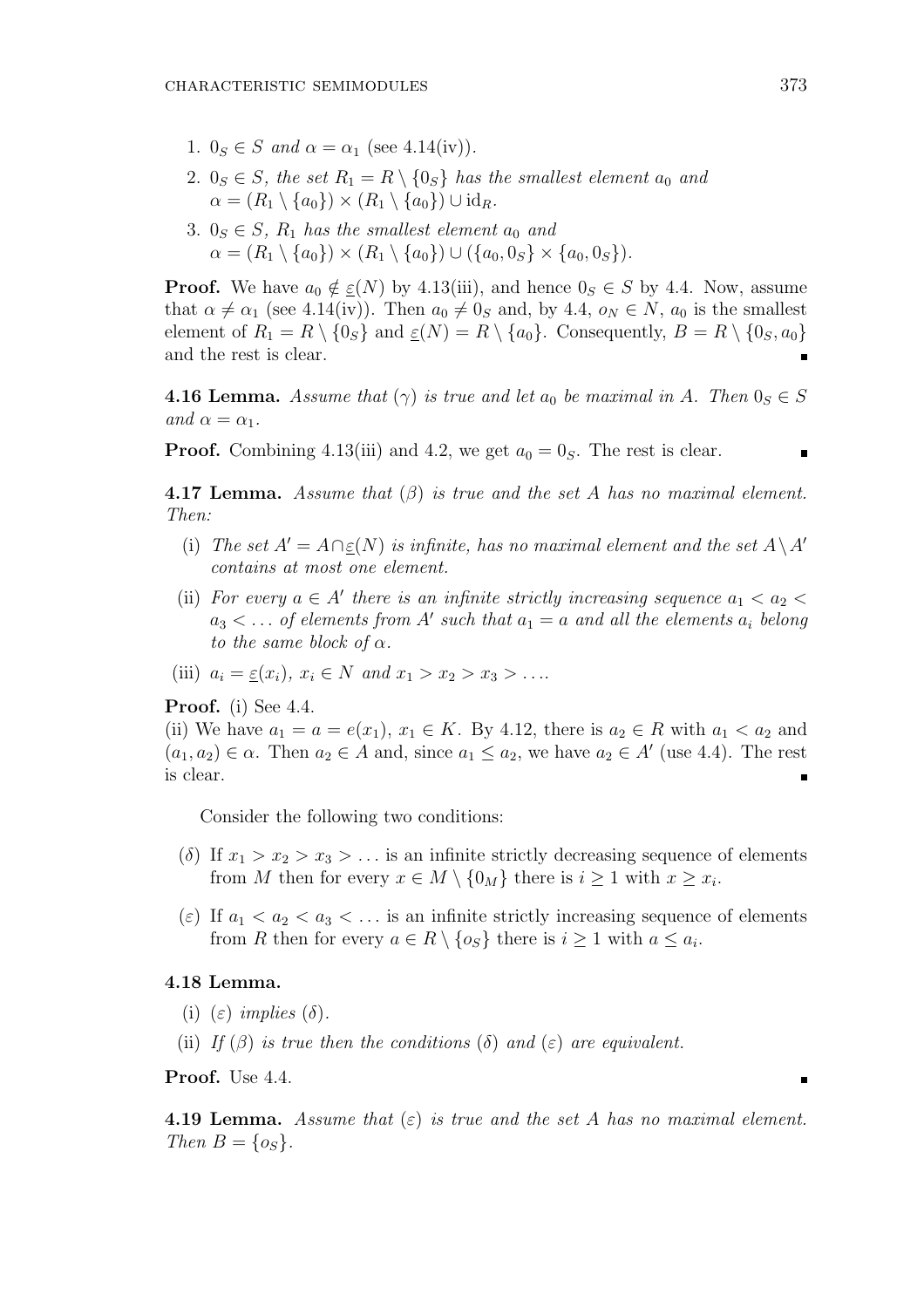1. $0_S \in S$ *and* $\alpha = \alpha_1$ (see 4.14(iv)).
2. $0_S \in S$, *the set* $R_1 = R \setminus \{0_S\}$ *has the smallest element* $a_0$ *and* $\alpha = (R_1 \setminus \{a_0\}) \times (R_1 \setminus \{a_0\}) \cup \mathrm{id}_R$.
3. $0_S \in S$, $R_1$ *has the smallest element* $a_0$ *and* $\alpha = (R_1 \setminus \{a_0\}) \times (R_1 \setminus \{a_0\}) \cup (\{a_0, 0_S\} \times \{a_0, 0_S\})$.

**Proof.** We have $a_0 \notin \underline{\varepsilon}(N)$ by 4.13(iii), and hence $0_S \in S$ by 4.4. Now, assume that $\alpha \neq \alpha_1$ (see 4.14(iv)). Then $a_0 \neq 0_S$ and, by 4.4, $o_N \in N$, $a_0$ is the smallest element of $R_1 = R \setminus \{0_S\}$ and $\underline{\varepsilon}(N) = R \setminus \{a_0\}$. Consequently, $B = R \setminus \{0_S, a_0\}$ and the rest is clear. ∎

**4.16 Lemma.** *Assume that* $(\gamma)$ *is true and let* $a_0$ *be maximal in* $A$. *Then* $0_S \in S$ *and* $\alpha = \alpha_1$.

**Proof.** Combining 4.13(iii) and 4.2, we get $a_0 = 0_S$. The rest is clear. ∎

**4.17 Lemma.** *Assume that* $(\beta)$ *is true and the set* $A$ *has no maximal element. Then:*

(i) *The set* $A' = A \cap \underline{\varepsilon}(N)$ *is infinite, has no maximal element and the set* $A \setminus A'$ *contains at most one element.*

(ii) *For every* $a \in A'$ *there is an infinite strictly increasing sequence* $a_1 < a_2 < a_3 < \dots$ *of elements from* $A'$ *such that* $a_1 = a$ *and all the elements* $a_i$ *belong to the same block of* $\alpha$.

(iii) $a_i = \underline{\varepsilon}(x_i)$, $x_i \in N$ *and* $x_1 > x_2 > x_3 > \dots$.

**Proof.** (i) See 4.4.
(ii) We have $a_1 = a = e(x_1)$, $x_1 \in K$. By 4.12, there is $a_2 \in R$ with $a_1 < a_2$ and $(a_1, a_2) \in \alpha$. Then $a_2 \in A$ and, since $a_1 \leq a_2$, we have $a_2 \in A'$ (use 4.4). The rest is clear. ∎

Consider the following two conditions:

($\delta$) If $x_1 > x_2 > x_3 > \dots$ is an infinite strictly decreasing sequence of elements from $M$ then for every $x \in M \setminus \{0_M\}$ there is $i \geq 1$ with $x \geq x_i$.

($\varepsilon$) If $a_1 < a_2 < a_3 < \dots$ is an infinite strictly increasing sequence of elements from $R$ then for every $a \in R \setminus \{o_S\}$ there is $i \geq 1$ with $a \leq a_i$.

**4.18 Lemma.**

(i) $(\varepsilon)$ *implies* $(\delta)$.

(ii) *If* $(\beta)$ *is true then the conditions* $(\delta)$ *and* $(\varepsilon)$ *are equivalent.*

**Proof.** Use 4.4. ∎

**4.19 Lemma.** *Assume that* $(\varepsilon)$ *is true and the set* $A$ *has no maximal element. Then* $B = \{o_S\}$.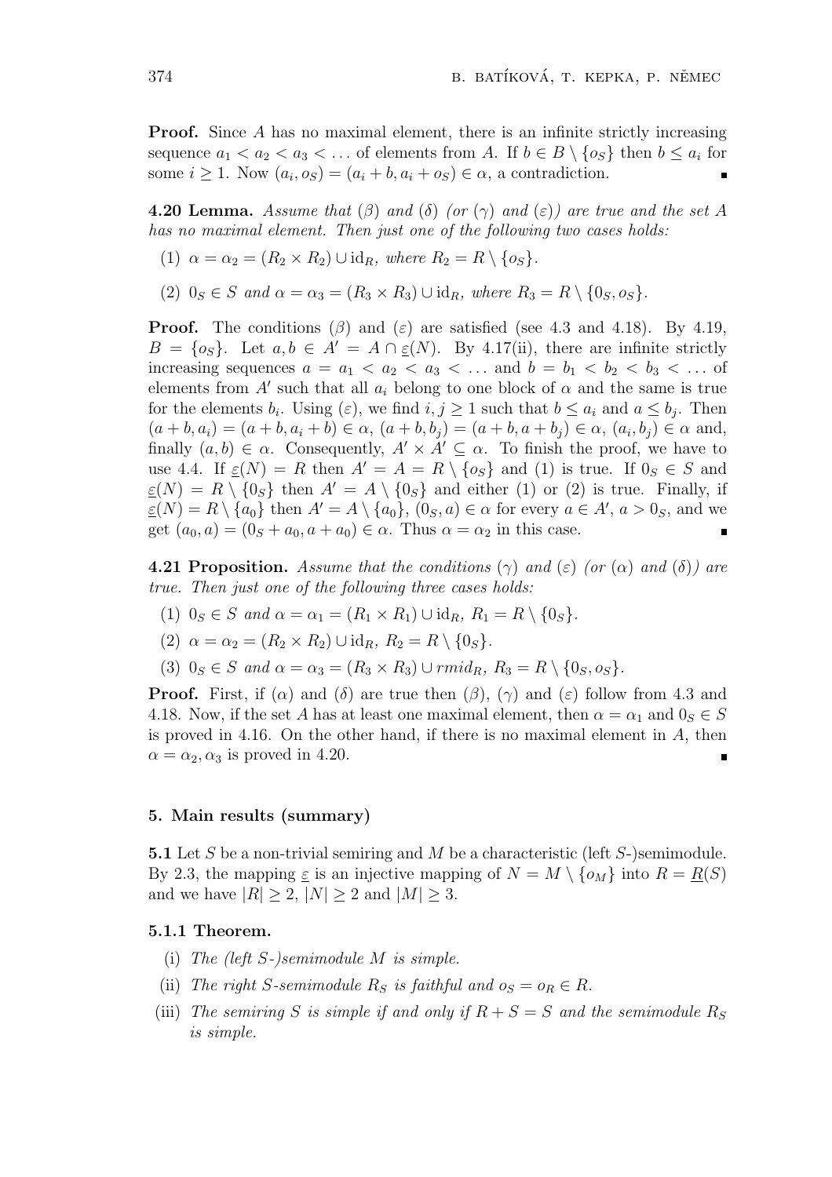**Proof.** Since $A$ has no maximal element, there is an infinite strictly increasing sequence $a_1 < a_2 < a_3 < \dots$ of elements from $A$. If $b \in B \setminus \{o_S\}$ then $b \leq a_i$ for some $i \geq 1$. Now $(a_i, o_S) = (a_i + b, a_i + o_S) \in \alpha$, a contradiction. ∎

**4.20 Lemma.** *Assume that* $(\beta)$ *and* $(\delta)$ *(or* $(\gamma)$ *and* $(\varepsilon)$*) are true and the set* $A$ *has no maximal element. Then just one of the following two cases holds:*

(1) $\alpha = \alpha_2 = (R_2 \times R_2) \cup \mathrm{id}_R$*, where* $R_2 = R \setminus \{o_S\}$.

(2) $0_S \in S$ *and* $\alpha = \alpha_3 = (R_3 \times R_3) \cup \mathrm{id}_R$*, where* $R_3 = R \setminus \{0_S, o_S\}$.

**Proof.** The conditions $(\beta)$ and $(\varepsilon)$ are satisfied (see 4.3 and 4.18). By 4.19, $B = \{o_S\}$. Let $a, b \in A' = A \cap \underline{\varepsilon}(N)$. By 4.17(ii), there are infinite strictly increasing sequences $a = a_1 < a_2 < a_3 < \dots$ and $b = b_1 < b_2 < b_3 < \dots$ of elements from $A'$ such that all $a_i$ belong to one block of $\alpha$ and the same is true for the elements $b_i$. Using $(\varepsilon)$, we find $i, j \geq 1$ such that $b \leq a_i$ and $a \leq b_j$. Then $(a + b, a_i) = (a + b, a_i + b) \in \alpha$, $(a + b, b_j) = (a + b, a + b_j) \in \alpha$, $(a_i, b_j) \in \alpha$ and, finally $(a, b) \in \alpha$. Consequently, $A' \times A' \subseteq \alpha$. To finish the proof, we have to use 4.4. If $\underline{\varepsilon}(N) = R$ then $A' = A = R \setminus \{o_S\}$ and (1) is true. If $0_S \in S$ and $\underline{\varepsilon}(N) = R \setminus \{0_S\}$ then $A' = A \setminus \{0_S\}$ and either (1) or (2) is true. Finally, if $\underline{\varepsilon}(N) = R \setminus \{a_0\}$ then $A' = A \setminus \{a_0\}$, $(0_S, a) \in \alpha$ for every $a \in A'$, $a > 0_S$, and we get $(a_0, a) = (0_S + a_0, a + a_0) \in \alpha$. Thus $\alpha = \alpha_2$ in this case. ∎

**4.21 Proposition.** *Assume that the conditions* $(\gamma)$ *and* $(\varepsilon)$ *(or* $(\alpha)$ *and* $(\delta)$*) are true. Then just one of the following three cases holds:*

(1) $0_S \in S$ *and* $\alpha = \alpha_1 = (R_1 \times R_1) \cup \mathrm{id}_R$, $R_1 = R \setminus \{0_S\}$.

(2) $\alpha = \alpha_2 = (R_2 \times R_2) \cup \mathrm{id}_R$, $R_2 = R \setminus \{0_S\}$.

(3) $0_S \in S$ *and* $\alpha = \alpha_3 = (R_3 \times R_3) \cup rmid_R$, $R_3 = R \setminus \{0_S, o_S\}$.

**Proof.** First, if $(\alpha)$ and $(\delta)$ are true then $(\beta)$, $(\gamma)$ and $(\varepsilon)$ follow from 4.3 and 4.18. Now, if the set $A$ has at least one maximal element, then $\alpha = \alpha_1$ and $0_S \in S$ is proved in 4.16. On the other hand, if there is no maximal element in $A$, then $\alpha = \alpha_2, \alpha_3$ is proved in 4.20. ∎

## 5. Main results (summary)

**5.1** Let $S$ be a non-trivial semiring and $M$ be a characteristic (left $S$-)semimodule. By 2.3, the mapping $\underline{\varepsilon}$ is an injective mapping of $N = M \setminus \{o_M\}$ into $R = \underline{R}(S)$ and we have $|R| \geq 2$, $|N| \geq 2$ and $|M| \geq 3$.

### 5.1.1 Theorem.

(i) *The (left* $S$*-)semimodule* $M$ *is simple.*

(ii) *The right* $S$*-semimodule* $R_S$ *is faithful and* $o_S = o_R \in R$.

(iii) *The semiring* $S$ *is simple if and only if* $R + S = S$ *and the semimodule* $R_S$ *is simple.*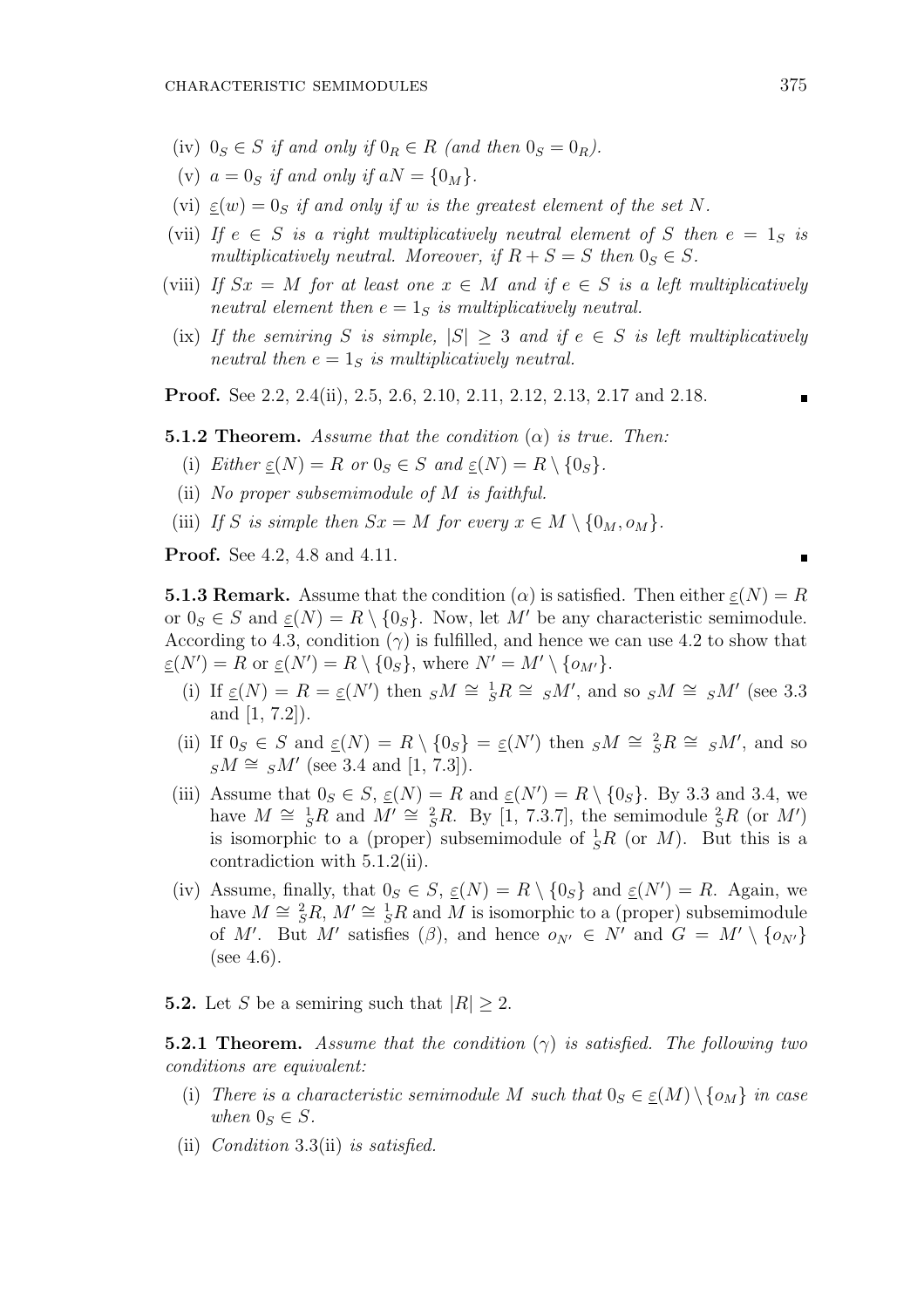(iv) $0_S \in S$ *if and only if* $0_R \in R$ *(and then* $0_S = 0_R$*).*

(v) $a = 0_S$ *if and only if* $aN = \{0_M\}$*.*

(vi) $\underline{\varepsilon}(w) = 0_S$ *if and only if* $w$ *is the greatest element of the set* $N$*.*

(vii) *If* $e \in S$ *is a right multiplicatively neutral element of* $S$ *then* $e = 1_S$ *is multiplicatively neutral. Moreover, if* $R + S = S$ *then* $0_S \in S$*.*

(viii) *If* $Sx = M$ *for at least one* $x \in M$ *and if* $e \in S$ *is a left multiplicatively neutral element then* $e = 1_S$ *is multiplicatively neutral.*

(ix) *If the semiring* $S$ *is simple,* $|S| \geq 3$ *and if* $e \in S$ *is left multiplicatively neutral then* $e = 1_S$ *is multiplicatively neutral.*

**Proof.** See 2.2, 2.4(ii), 2.5, 2.6, 2.10, 2.11, 2.12, 2.13, 2.17 and 2.18. ∎

**5.1.2 Theorem.** *Assume that the condition* $(\alpha)$ *is true. Then:*

(i) *Either* $\underline{\varepsilon}(N) = R$ *or* $0_S \in S$ *and* $\underline{\varepsilon}(N) = R \setminus \{0_S\}$*.*

(ii) *No proper subsemimodule of* $M$ *is faithful.*

(iii) *If* $S$ *is simple then* $Sx = M$ *for every* $x \in M \setminus \{0_M, o_M\}$*.*

**Proof.** See 4.2, 4.8 and 4.11. ∎

**5.1.3 Remark.** Assume that the condition $(\alpha)$ is satisfied. Then either $\underline{\varepsilon}(N) = R$ or $0_S \in S$ and $\underline{\varepsilon}(N) = R \setminus \{0_S\}$. Now, let $M'$ be any characteristic semimodule. According to 4.3, condition $(\gamma)$ is fulfilled, and hence we can use 4.2 to show that $\underline{\varepsilon}(N') = R$ or $\underline{\varepsilon}(N') = R \setminus \{0_S\}$, where $N' = M' \setminus \{o_{M'}\}$.

(i) If $\underline{\varepsilon}(N) = R = \underline{\varepsilon}(N')$ then ${}_SM \cong {}^1_SR \cong {}_SM'$, and so ${}_SM \cong {}_SM'$ (see 3.3 and [1, 7.2]).

(ii) If $0_S \in S$ and $\underline{\varepsilon}(N) = R \setminus \{0_S\} = \underline{\varepsilon}(N')$ then ${}_SM \cong {}^2_SR \cong {}_SM'$, and so ${}_SM \cong {}_SM'$ (see 3.4 and [1, 7.3]).

(iii) Assume that $0_S \in S$, $\underline{\varepsilon}(N) = R$ and $\underline{\varepsilon}(N') = R \setminus \{0_S\}$. By 3.3 and 3.4, we have $M \cong {}^1_SR$ and $M' \cong {}^2_SR$. By [1, 7.3.7], the semimodule ${}^2_SR$ (or $M'$) is isomorphic to a (proper) subsemimodule of ${}^1_SR$ (or $M$). But this is a contradiction with 5.1.2(ii).

(iv) Assume, finally, that $0_S \in S$, $\underline{\varepsilon}(N) = R \setminus \{0_S\}$ and $\underline{\varepsilon}(N') = R$. Again, we have $M \cong {}^2_SR$, $M' \cong {}^1_SR$ and $M$ is isomorphic to a (proper) subsemimodule of $M'$. But $M'$ satisfies $(\beta)$, and hence $o_{N'} \in N'$ and $G = M' \setminus \{o_{N'}\}$ (see 4.6).

**5.2.** Let $S$ be a semiring such that $|R| \geq 2$.

**5.2.1 Theorem.** *Assume that the condition* $(\gamma)$ *is satisfied. The following two conditions are equivalent:*

(i) *There is a characteristic semimodule* $M$ *such that* $0_S \in \underline{\varepsilon}(M) \setminus \{o_M\}$ *in case when* $0_S \in S$*.*

(ii) *Condition* 3.3(ii) *is satisfied.*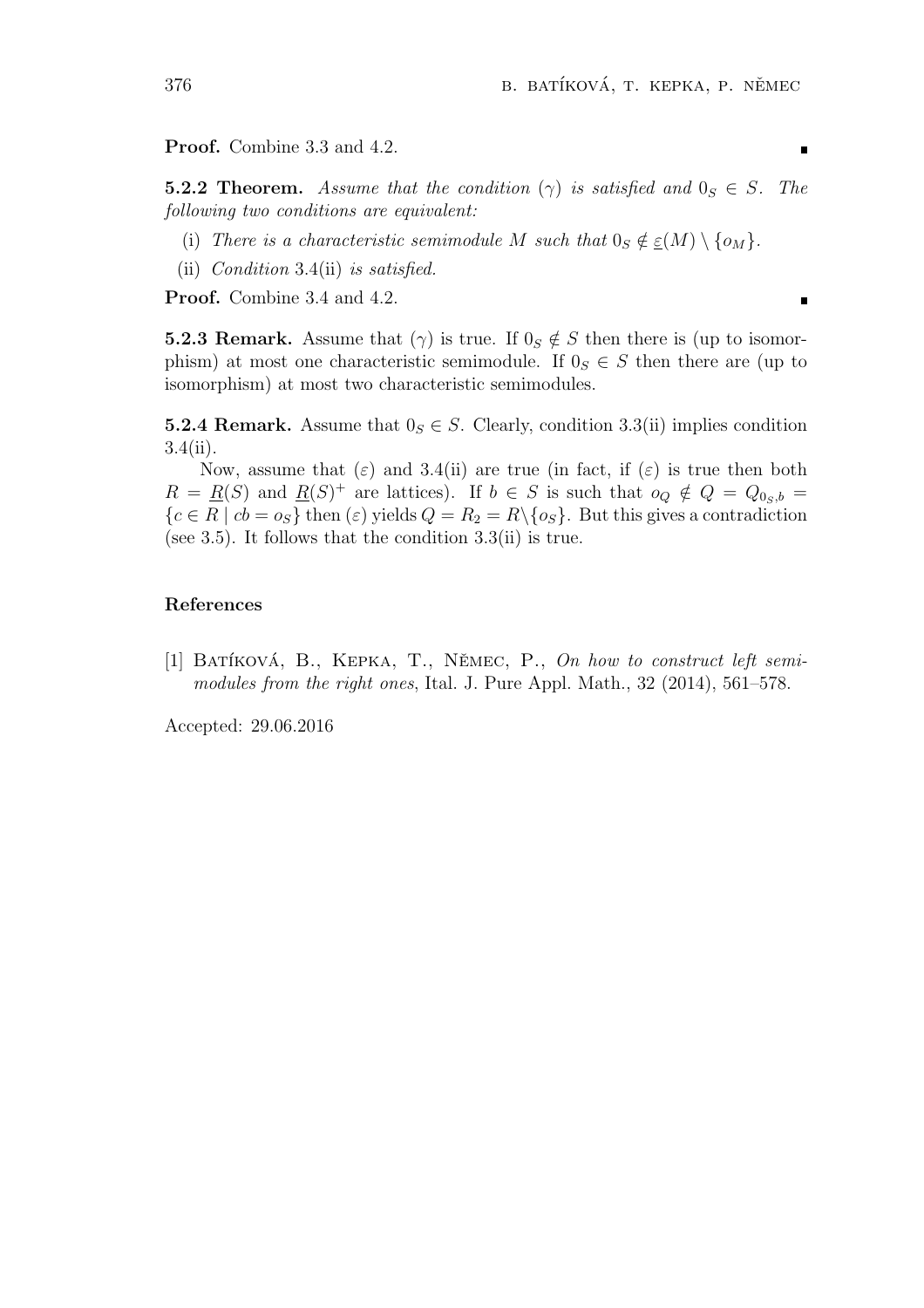**Proof.** Combine 3.3 and 4.2. ∎

**5.2.2 Theorem.** *Assume that the condition* $(\gamma)$ *is satisfied and* $0_S \in S$. *The following two conditions are equivalent:*

(i) *There is a characteristic semimodule* $M$ *such that* $0_S \notin \underline{\varepsilon}(M) \setminus \{o_M\}$.

(ii) *Condition* 3.4(ii) *is satisfied.*

**Proof.** Combine 3.4 and 4.2. ∎

**5.2.3 Remark.** Assume that $(\gamma)$ is true. If $0_S \notin S$ then there is (up to isomorphism) at most one characteristic semimodule. If $0_S \in S$ then there are (up to isomorphism) at most two characteristic semimodules.

**5.2.4 Remark.** Assume that $0_S \in S$. Clearly, condition 3.3(ii) implies condition 3.4(ii).

Now, assume that $(\varepsilon)$ and 3.4(ii) are true (in fact, if $(\varepsilon)$ is true then both $R = \underline{R}(S)$ and $\underline{R}(S)^+$ are lattices). If $b \in S$ is such that $o_Q \notin Q = Q_{0_S,b} = \{c \in R \mid cb = o_S\}$ then $(\varepsilon)$ yields $Q = R_2 = R \setminus \{o_S\}$. But this gives a contradiction (see 3.5). It follows that the condition 3.3(ii) is true.

## References

[1] Batíková, B., Kepka, T., Němec, P., *On how to construct left semimodules from the right ones*, Ital. J. Pure Appl. Math., 32 (2014), 561–578.

Accepted: 29.06.2016